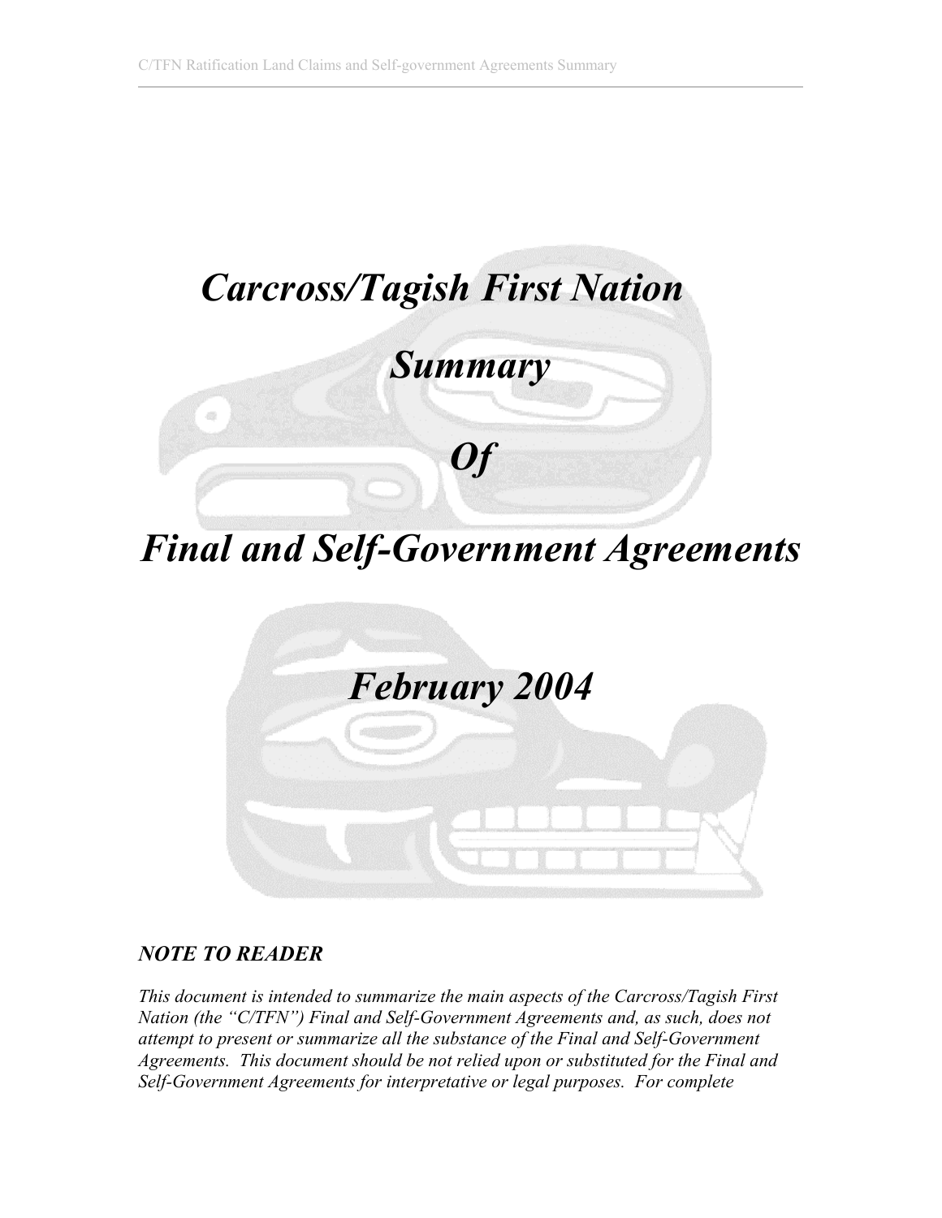# *Carcross/Tagish First Nation*

# *Summary*

# *Of*

# *Final and Self-Government Agreements*

# *February 2004*

***NOTE TO READER***

*This document is intended to summarize the main aspects of the Carcross/Tagish First Nation (the "C/TFN") Final and Self-Government Agreements and, as such, does not attempt to present or summarize all the substance of the Final and Self-Government Agreements. This document should be not relied upon or substituted for the Final and Self-Government Agreements for interpretative or legal purposes. For complete*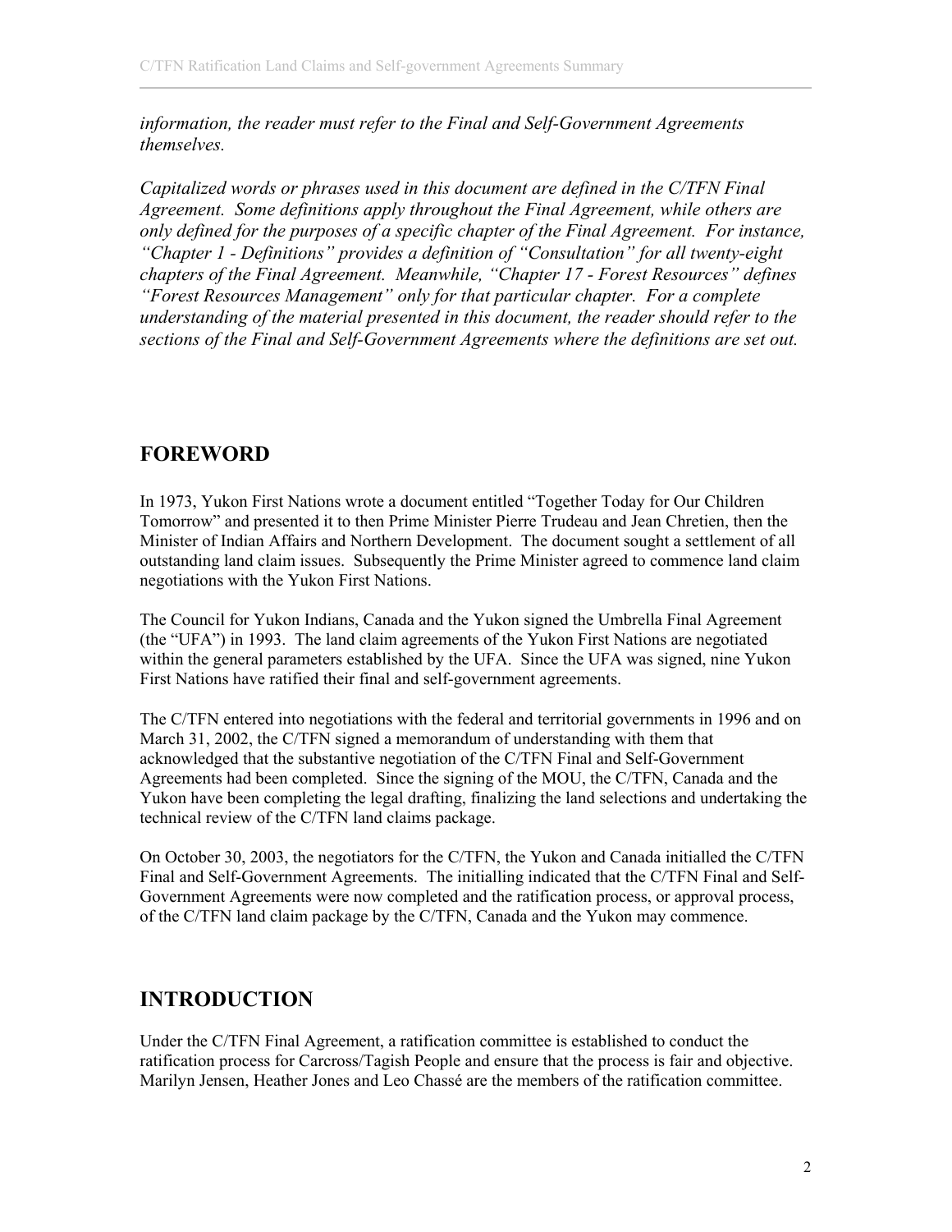*information, the reader must refer to the Final and Self-Government Agreements themselves.*

*Capitalized words or phrases used in this document are defined in the C/TFN Final Agreement. Some definitions apply throughout the Final Agreement, while others are only defined for the purposes of a specific chapter of the Final Agreement. For instance, "Chapter 1 - Definitions" provides a definition of "Consultation" for all twenty-eight chapters of the Final Agreement. Meanwhile, "Chapter 17 - Forest Resources" defines "Forest Resources Management" only for that particular chapter. For a complete understanding of the material presented in this document, the reader should refer to the sections of the Final and Self-Government Agreements where the definitions are set out.*

## FOREWORD

In 1973, Yukon First Nations wrote a document entitled "Together Today for Our Children Tomorrow" and presented it to then Prime Minister Pierre Trudeau and Jean Chretien, then the Minister of Indian Affairs and Northern Development. The document sought a settlement of all outstanding land claim issues. Subsequently the Prime Minister agreed to commence land claim negotiations with the Yukon First Nations.

The Council for Yukon Indians, Canada and the Yukon signed the Umbrella Final Agreement (the "UFA") in 1993. The land claim agreements of the Yukon First Nations are negotiated within the general parameters established by the UFA. Since the UFA was signed, nine Yukon First Nations have ratified their final and self-government agreements.

The C/TFN entered into negotiations with the federal and territorial governments in 1996 and on March 31, 2002, the C/TFN signed a memorandum of understanding with them that acknowledged that the substantive negotiation of the C/TFN Final and Self-Government Agreements had been completed. Since the signing of the MOU, the C/TFN, Canada and the Yukon have been completing the legal drafting, finalizing the land selections and undertaking the technical review of the C/TFN land claims package.

On October 30, 2003, the negotiators for the C/TFN, the Yukon and Canada initialled the C/TFN Final and Self-Government Agreements. The initialling indicated that the C/TFN Final and Self-Government Agreements were now completed and the ratification process, or approval process, of the C/TFN land claim package by the C/TFN, Canada and the Yukon may commence.

## INTRODUCTION

Under the C/TFN Final Agreement, a ratification committee is established to conduct the ratification process for Carcross/Tagish People and ensure that the process is fair and objective. Marilyn Jensen, Heather Jones and Leo Chassé are the members of the ratification committee.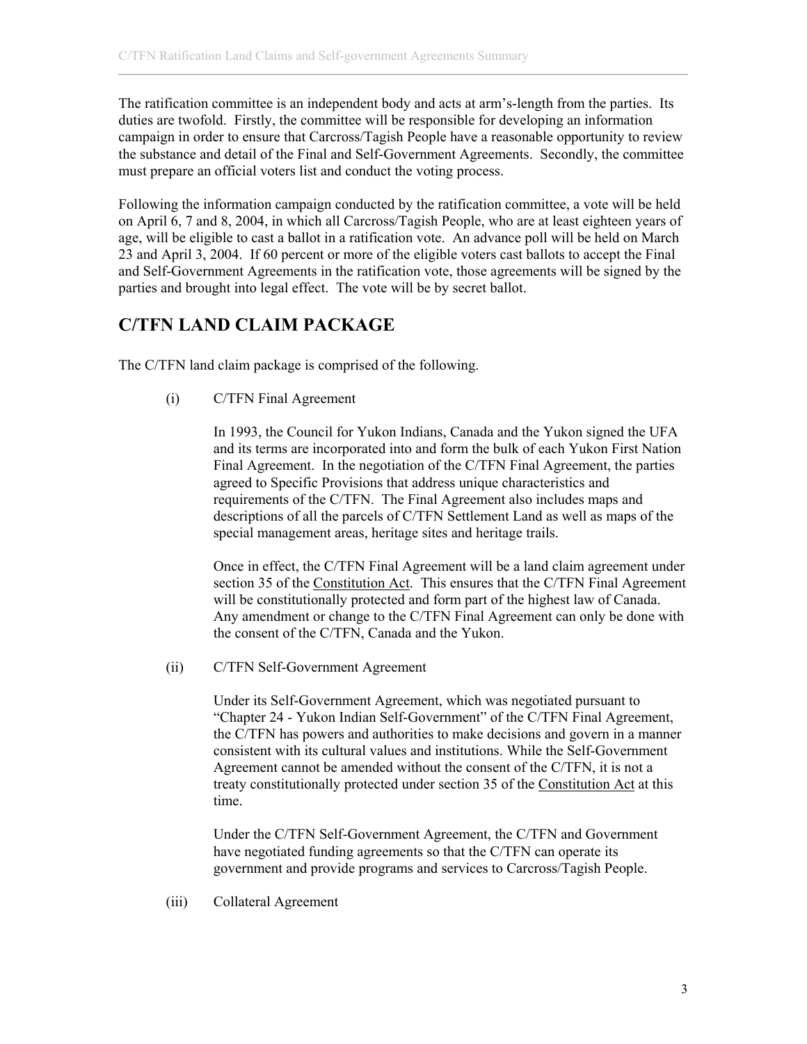The ratification committee is an independent body and acts at arm's-length from the parties. Its duties are twofold. Firstly, the committee will be responsible for developing an information campaign in order to ensure that Carcross/Tagish People have a reasonable opportunity to review the substance and detail of the Final and Self-Government Agreements. Secondly, the committee must prepare an official voters list and conduct the voting process.

Following the information campaign conducted by the ratification committee, a vote will be held on April 6, 7 and 8, 2004, in which all Carcross/Tagish People, who are at least eighteen years of age, will be eligible to cast a ballot in a ratification vote. An advance poll will be held on March 23 and April 3, 2004. If 60 percent or more of the eligible voters cast ballots to accept the Final and Self-Government Agreements in the ratification vote, those agreements will be signed by the parties and brought into legal effect. The vote will be by secret ballot.

## C/TFN LAND CLAIM PACKAGE

The C/TFN land claim package is comprised of the following.

(i) C/TFN Final Agreement

In 1993, the Council for Yukon Indians, Canada and the Yukon signed the UFA and its terms are incorporated into and form the bulk of each Yukon First Nation Final Agreement. In the negotiation of the C/TFN Final Agreement, the parties agreed to Specific Provisions that address unique characteristics and requirements of the C/TFN. The Final Agreement also includes maps and descriptions of all the parcels of C/TFN Settlement Land as well as maps of the special management areas, heritage sites and heritage trails.

Once in effect, the C/TFN Final Agreement will be a land claim agreement under section 35 of the Constitution Act. This ensures that the C/TFN Final Agreement will be constitutionally protected and form part of the highest law of Canada. Any amendment or change to the C/TFN Final Agreement can only be done with the consent of the C/TFN, Canada and the Yukon.

(ii) C/TFN Self-Government Agreement

Under its Self-Government Agreement, which was negotiated pursuant to "Chapter 24 - Yukon Indian Self-Government" of the C/TFN Final Agreement, the C/TFN has powers and authorities to make decisions and govern in a manner consistent with its cultural values and institutions. While the Self-Government Agreement cannot be amended without the consent of the C/TFN, it is not a treaty constitutionally protected under section 35 of the Constitution Act at this time.

Under the C/TFN Self-Government Agreement, the C/TFN and Government have negotiated funding agreements so that the C/TFN can operate its government and provide programs and services to Carcross/Tagish People.

(iii) Collateral Agreement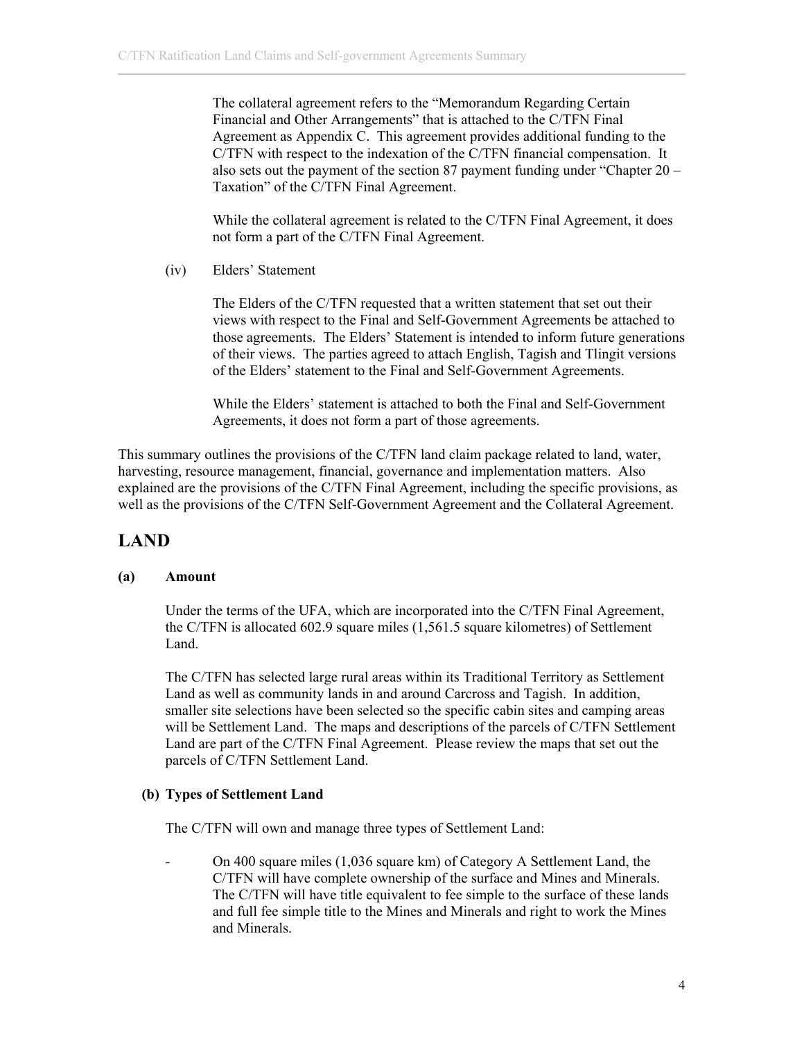The collateral agreement refers to the "Memorandum Regarding Certain Financial and Other Arrangements" that is attached to the C/TFN Final Agreement as Appendix C. This agreement provides additional funding to the C/TFN with respect to the indexation of the C/TFN financial compensation. It also sets out the payment of the section 87 payment funding under "Chapter 20 – Taxation" of the C/TFN Final Agreement.

While the collateral agreement is related to the C/TFN Final Agreement, it does not form a part of the C/TFN Final Agreement.

(iv) Elders' Statement

The Elders of the C/TFN requested that a written statement that set out their views with respect to the Final and Self-Government Agreements be attached to those agreements. The Elders' Statement is intended to inform future generations of their views. The parties agreed to attach English, Tagish and Tlingit versions of the Elders' statement to the Final and Self-Government Agreements.

While the Elders' statement is attached to both the Final and Self-Government Agreements, it does not form a part of those agreements.

This summary outlines the provisions of the C/TFN land claim package related to land, water, harvesting, resource management, financial, governance and implementation matters. Also explained are the provisions of the C/TFN Final Agreement, including the specific provisions, as well as the provisions of the C/TFN Self-Government Agreement and the Collateral Agreement.

## LAND

**(a) Amount**

Under the terms of the UFA, which are incorporated into the C/TFN Final Agreement, the C/TFN is allocated 602.9 square miles (1,561.5 square kilometres) of Settlement Land.

The C/TFN has selected large rural areas within its Traditional Territory as Settlement Land as well as community lands in and around Carcross and Tagish. In addition, smaller site selections have been selected so the specific cabin sites and camping areas will be Settlement Land. The maps and descriptions of the parcels of C/TFN Settlement Land are part of the C/TFN Final Agreement. Please review the maps that set out the parcels of C/TFN Settlement Land.

**(b) Types of Settlement Land**

The C/TFN will own and manage three types of Settlement Land:

- On 400 square miles (1,036 square km) of Category A Settlement Land, the C/TFN will have complete ownership of the surface and Mines and Minerals. The C/TFN will have title equivalent to fee simple to the surface of these lands and full fee simple title to the Mines and Minerals and right to work the Mines and Minerals.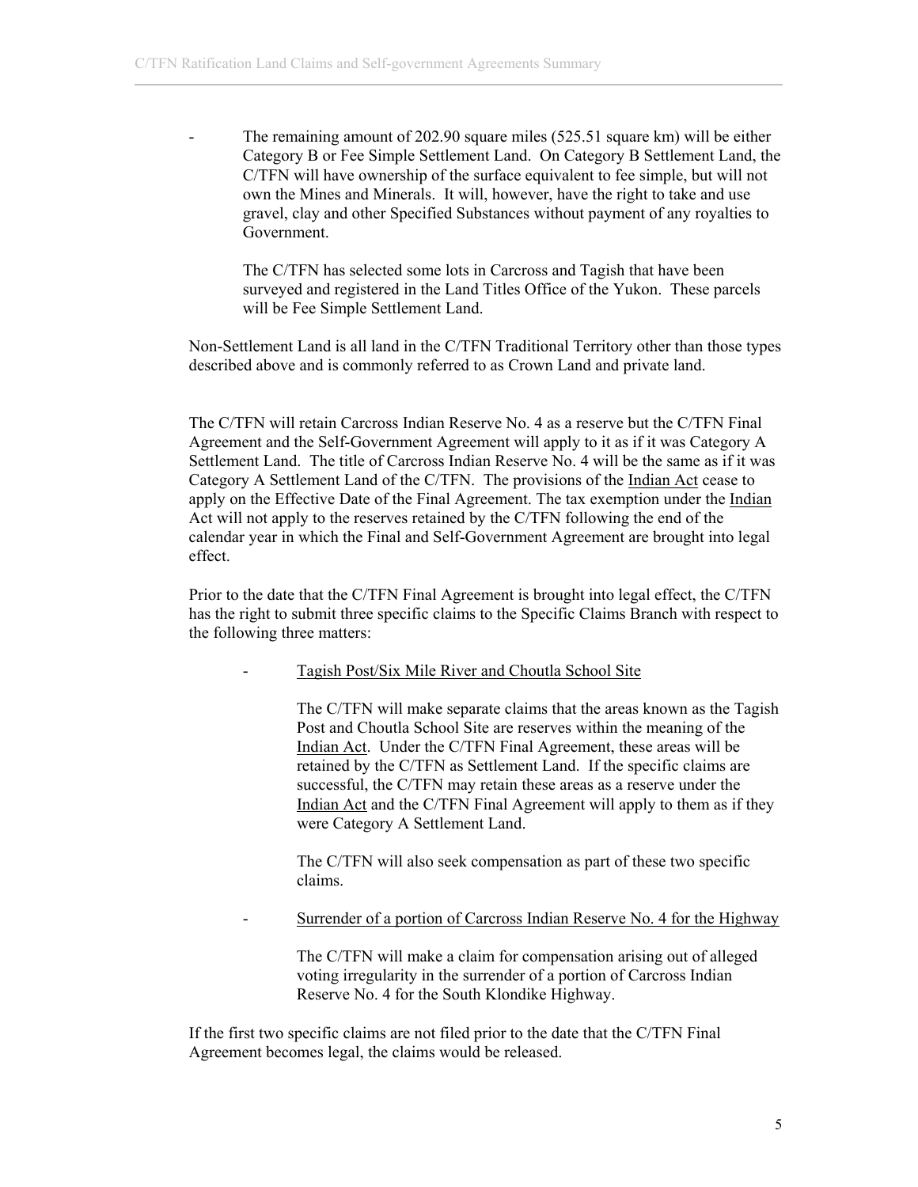- The remaining amount of 202.90 square miles (525.51 square km) will be either Category B or Fee Simple Settlement Land. On Category B Settlement Land, the C/TFN will have ownership of the surface equivalent to fee simple, but will not own the Mines and Minerals. It will, however, have the right to take and use gravel, clay and other Specified Substances without payment of any royalties to Government.

  The C/TFN has selected some lots in Carcross and Tagish that have been surveyed and registered in the Land Titles Office of the Yukon. These parcels will be Fee Simple Settlement Land.

Non-Settlement Land is all land in the C/TFN Traditional Territory other than those types described above and is commonly referred to as Crown Land and private land.

The C/TFN will retain Carcross Indian Reserve No. 4 as a reserve but the C/TFN Final Agreement and the Self-Government Agreement will apply to it as if it was Category A Settlement Land. The title of Carcross Indian Reserve No. 4 will be the same as if it was Category A Settlement Land of the C/TFN. The provisions of the Indian Act cease to apply on the Effective Date of the Final Agreement. The tax exemption under the Indian Act will not apply to the reserves retained by the C/TFN following the end of the calendar year in which the Final and Self-Government Agreement are brought into legal effect.

Prior to the date that the C/TFN Final Agreement is brought into legal effect, the C/TFN has the right to submit three specific claims to the Specific Claims Branch with respect to the following three matters:

- Tagish Post/Six Mile River and Choutla School Site

  The C/TFN will make separate claims that the areas known as the Tagish Post and Choutla School Site are reserves within the meaning of the Indian Act. Under the C/TFN Final Agreement, these areas will be retained by the C/TFN as Settlement Land. If the specific claims are successful, the C/TFN may retain these areas as a reserve under the Indian Act and the C/TFN Final Agreement will apply to them as if they were Category A Settlement Land.

  The C/TFN will also seek compensation as part of these two specific claims.

- Surrender of a portion of Carcross Indian Reserve No. 4 for the Highway

  The C/TFN will make a claim for compensation arising out of alleged voting irregularity in the surrender of a portion of Carcross Indian Reserve No. 4 for the South Klondike Highway.

If the first two specific claims are not filed prior to the date that the C/TFN Final Agreement becomes legal, the claims would be released.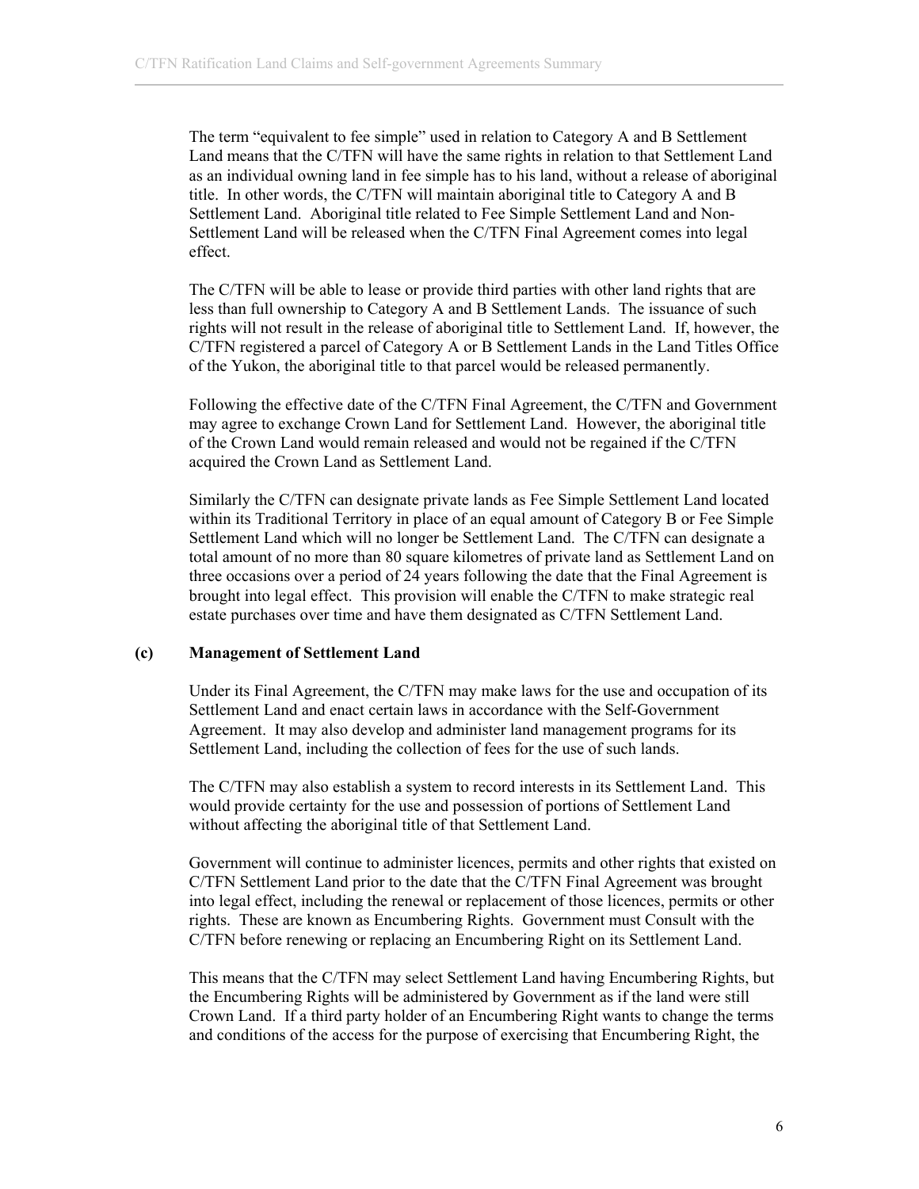The term "equivalent to fee simple" used in relation to Category A and B Settlement Land means that the C/TFN will have the same rights in relation to that Settlement Land as an individual owning land in fee simple has to his land, without a release of aboriginal title. In other words, the C/TFN will maintain aboriginal title to Category A and B Settlement Land. Aboriginal title related to Fee Simple Settlement Land and Non-Settlement Land will be released when the C/TFN Final Agreement comes into legal effect.

The C/TFN will be able to lease or provide third parties with other land rights that are less than full ownership to Category A and B Settlement Lands. The issuance of such rights will not result in the release of aboriginal title to Settlement Land. If, however, the C/TFN registered a parcel of Category A or B Settlement Lands in the Land Titles Office of the Yukon, the aboriginal title to that parcel would be released permanently.

Following the effective date of the C/TFN Final Agreement, the C/TFN and Government may agree to exchange Crown Land for Settlement Land. However, the aboriginal title of the Crown Land would remain released and would not be regained if the C/TFN acquired the Crown Land as Settlement Land.

Similarly the C/TFN can designate private lands as Fee Simple Settlement Land located within its Traditional Territory in place of an equal amount of Category B or Fee Simple Settlement Land which will no longer be Settlement Land. The C/TFN can designate a total amount of no more than 80 square kilometres of private land as Settlement Land on three occasions over a period of 24 years following the date that the Final Agreement is brought into legal effect. This provision will enable the C/TFN to make strategic real estate purchases over time and have them designated as C/TFN Settlement Land.

### (c) Management of Settlement Land

Under its Final Agreement, the C/TFN may make laws for the use and occupation of its Settlement Land and enact certain laws in accordance with the Self-Government Agreement. It may also develop and administer land management programs for its Settlement Land, including the collection of fees for the use of such lands.

The C/TFN may also establish a system to record interests in its Settlement Land. This would provide certainty for the use and possession of portions of Settlement Land without affecting the aboriginal title of that Settlement Land.

Government will continue to administer licences, permits and other rights that existed on C/TFN Settlement Land prior to the date that the C/TFN Final Agreement was brought into legal effect, including the renewal or replacement of those licences, permits or other rights. These are known as Encumbering Rights. Government must Consult with the C/TFN before renewing or replacing an Encumbering Right on its Settlement Land.

This means that the C/TFN may select Settlement Land having Encumbering Rights, but the Encumbering Rights will be administered by Government as if the land were still Crown Land. If a third party holder of an Encumbering Right wants to change the terms and conditions of the access for the purpose of exercising that Encumbering Right, the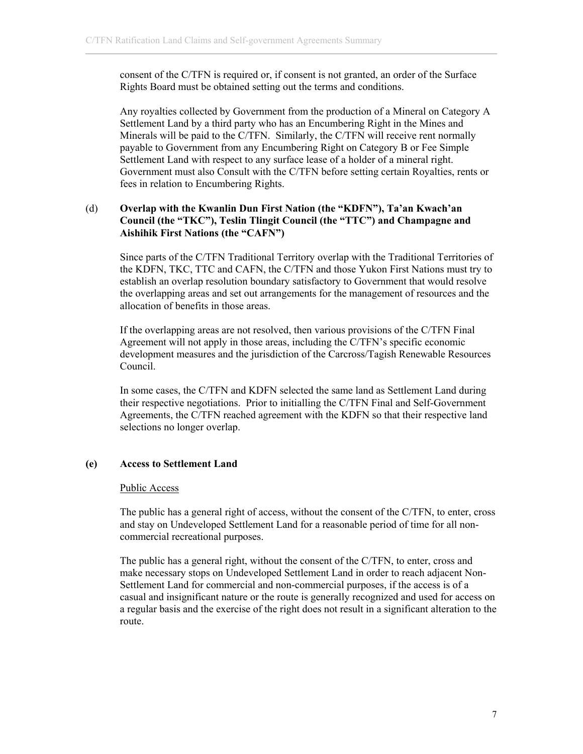consent of the C/TFN is required or, if consent is not granted, an order of the Surface Rights Board must be obtained setting out the terms and conditions.

Any royalties collected by Government from the production of a Mineral on Category A Settlement Land by a third party who has an Encumbering Right in the Mines and Minerals will be paid to the C/TFN. Similarly, the C/TFN will receive rent normally payable to Government from any Encumbering Right on Category B or Fee Simple Settlement Land with respect to any surface lease of a holder of a mineral right. Government must also Consult with the C/TFN before setting certain Royalties, rents or fees in relation to Encumbering Rights.

### (d) Overlap with the Kwanlin Dun First Nation (the "KDFN"), Ta'an Kwach'an Council (the "TKC"), Teslin Tlingit Council (the "TTC") and Champagne and Aishihik First Nations (the "CAFN")

Since parts of the C/TFN Traditional Territory overlap with the Traditional Territories of the KDFN, TKC, TTC and CAFN, the C/TFN and those Yukon First Nations must try to establish an overlap resolution boundary satisfactory to Government that would resolve the overlapping areas and set out arrangements for the management of resources and the allocation of benefits in those areas.

If the overlapping areas are not resolved, then various provisions of the C/TFN Final Agreement will not apply in those areas, including the C/TFN's specific economic development measures and the jurisdiction of the Carcross/Tagish Renewable Resources Council.

In some cases, the C/TFN and KDFN selected the same land as Settlement Land during their respective negotiations. Prior to initialling the C/TFN Final and Self-Government Agreements, the C/TFN reached agreement with the KDFN so that their respective land selections no longer overlap.

### (e) Access to Settlement Land

<u>Public Access</u>

The public has a general right of access, without the consent of the C/TFN, to enter, cross and stay on Undeveloped Settlement Land for a reasonable period of time for all non-commercial recreational purposes.

The public has a general right, without the consent of the C/TFN, to enter, cross and make necessary stops on Undeveloped Settlement Land in order to reach adjacent Non-Settlement Land for commercial and non-commercial purposes, if the access is of a casual and insignificant nature or the route is generally recognized and used for access on a regular basis and the exercise of the right does not result in a significant alteration to the route.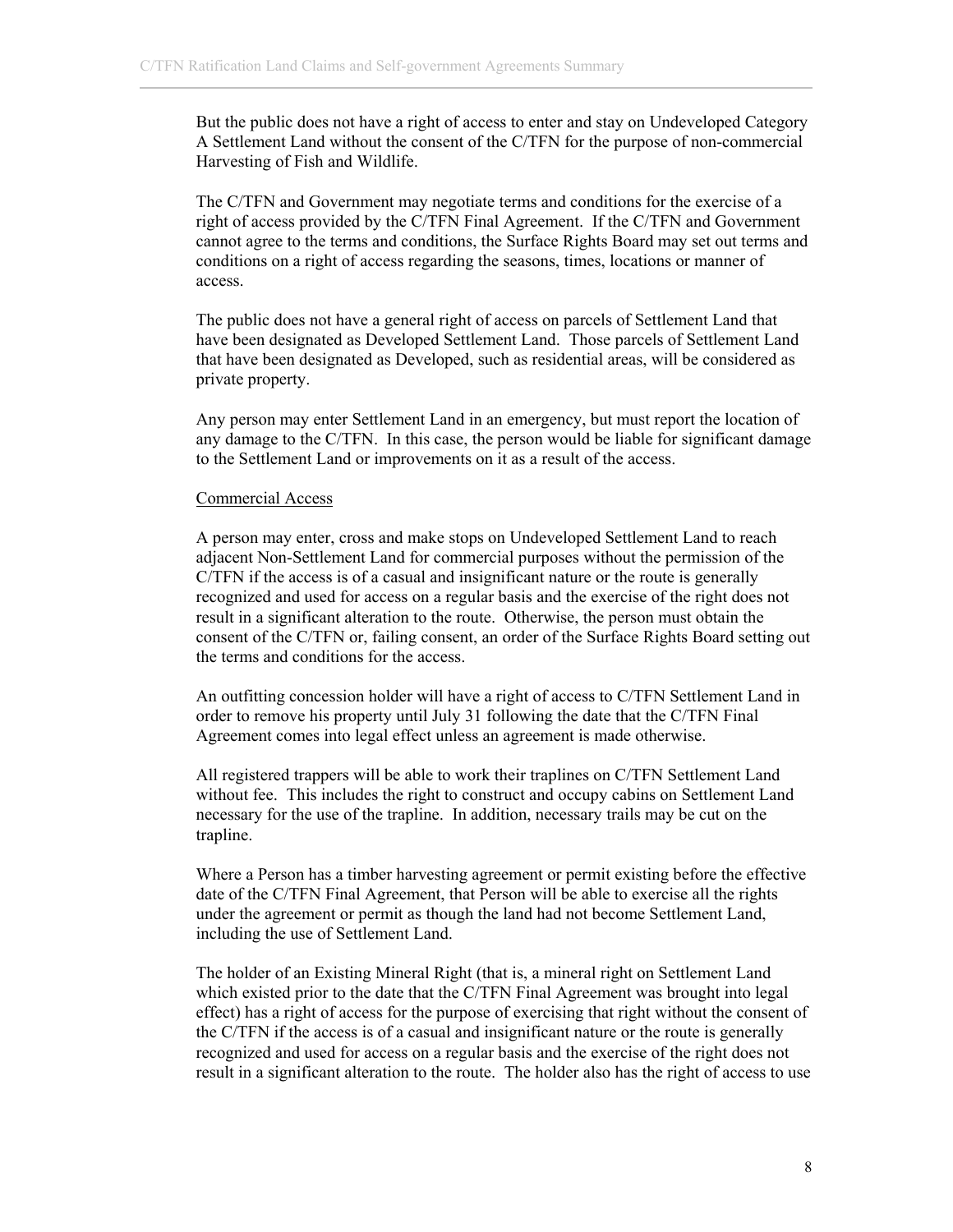But the public does not have a right of access to enter and stay on Undeveloped Category A Settlement Land without the consent of the C/TFN for the purpose of non-commercial Harvesting of Fish and Wildlife.

The C/TFN and Government may negotiate terms and conditions for the exercise of a right of access provided by the C/TFN Final Agreement. If the C/TFN and Government cannot agree to the terms and conditions, the Surface Rights Board may set out terms and conditions on a right of access regarding the seasons, times, locations or manner of access.

The public does not have a general right of access on parcels of Settlement Land that have been designated as Developed Settlement Land. Those parcels of Settlement Land that have been designated as Developed, such as residential areas, will be considered as private property.

Any person may enter Settlement Land in an emergency, but must report the location of any damage to the C/TFN. In this case, the person would be liable for significant damage to the Settlement Land or improvements on it as a result of the access.

Commercial Access

A person may enter, cross and make stops on Undeveloped Settlement Land to reach adjacent Non-Settlement Land for commercial purposes without the permission of the C/TFN if the access is of a casual and insignificant nature or the route is generally recognized and used for access on a regular basis and the exercise of the right does not result in a significant alteration to the route. Otherwise, the person must obtain the consent of the C/TFN or, failing consent, an order of the Surface Rights Board setting out the terms and conditions for the access.

An outfitting concession holder will have a right of access to C/TFN Settlement Land in order to remove his property until July 31 following the date that the C/TFN Final Agreement comes into legal effect unless an agreement is made otherwise.

All registered trappers will be able to work their traplines on C/TFN Settlement Land without fee. This includes the right to construct and occupy cabins on Settlement Land necessary for the use of the trapline. In addition, necessary trails may be cut on the trapline.

Where a Person has a timber harvesting agreement or permit existing before the effective date of the C/TFN Final Agreement, that Person will be able to exercise all the rights under the agreement or permit as though the land had not become Settlement Land, including the use of Settlement Land.

The holder of an Existing Mineral Right (that is, a mineral right on Settlement Land which existed prior to the date that the C/TFN Final Agreement was brought into legal effect) has a right of access for the purpose of exercising that right without the consent of the C/TFN if the access is of a casual and insignificant nature or the route is generally recognized and used for access on a regular basis and the exercise of the right does not result in a significant alteration to the route. The holder also has the right of access to use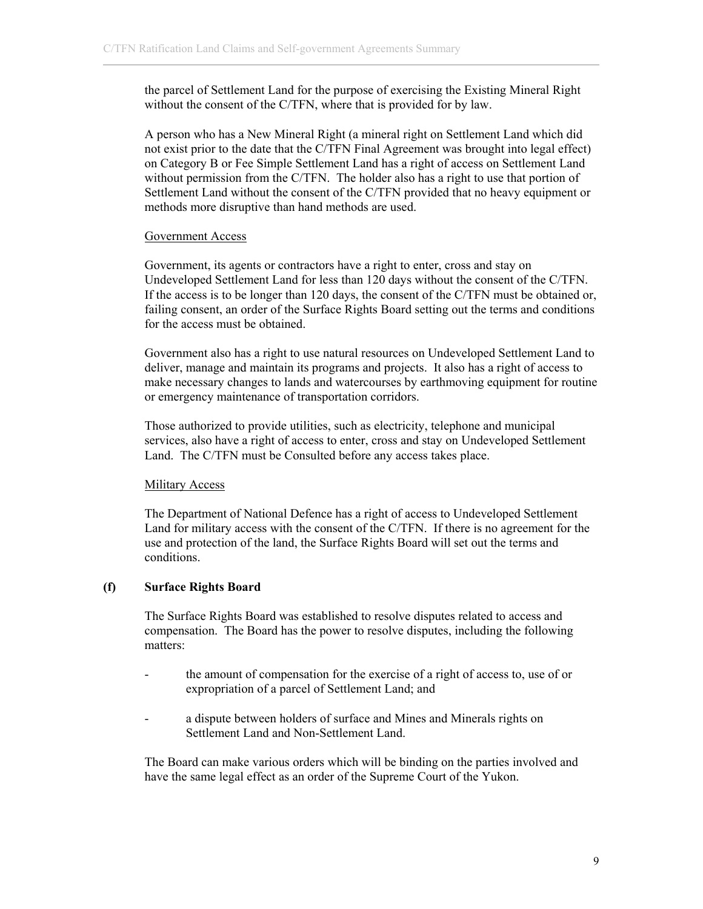the parcel of Settlement Land for the purpose of exercising the Existing Mineral Right without the consent of the C/TFN, where that is provided for by law.

A person who has a New Mineral Right (a mineral right on Settlement Land which did not exist prior to the date that the C/TFN Final Agreement was brought into legal effect) on Category B or Fee Simple Settlement Land has a right of access on Settlement Land without permission from the C/TFN. The holder also has a right to use that portion of Settlement Land without the consent of the C/TFN provided that no heavy equipment or methods more disruptive than hand methods are used.

Government Access

Government, its agents or contractors have a right to enter, cross and stay on Undeveloped Settlement Land for less than 120 days without the consent of the C/TFN. If the access is to be longer than 120 days, the consent of the C/TFN must be obtained or, failing consent, an order of the Surface Rights Board setting out the terms and conditions for the access must be obtained.

Government also has a right to use natural resources on Undeveloped Settlement Land to deliver, manage and maintain its programs and projects. It also has a right of access to make necessary changes to lands and watercourses by earthmoving equipment for routine or emergency maintenance of transportation corridors.

Those authorized to provide utilities, such as electricity, telephone and municipal services, also have a right of access to enter, cross and stay on Undeveloped Settlement Land. The C/TFN must be Consulted before any access takes place.

Military Access

The Department of National Defence has a right of access to Undeveloped Settlement Land for military access with the consent of the C/TFN. If there is no agreement for the use and protection of the land, the Surface Rights Board will set out the terms and conditions.

**(f) Surface Rights Board**

The Surface Rights Board was established to resolve disputes related to access and compensation. The Board has the power to resolve disputes, including the following matters:

- the amount of compensation for the exercise of a right of access to, use of or expropriation of a parcel of Settlement Land; and
- a dispute between holders of surface and Mines and Minerals rights on Settlement Land and Non-Settlement Land.

The Board can make various orders which will be binding on the parties involved and have the same legal effect as an order of the Supreme Court of the Yukon.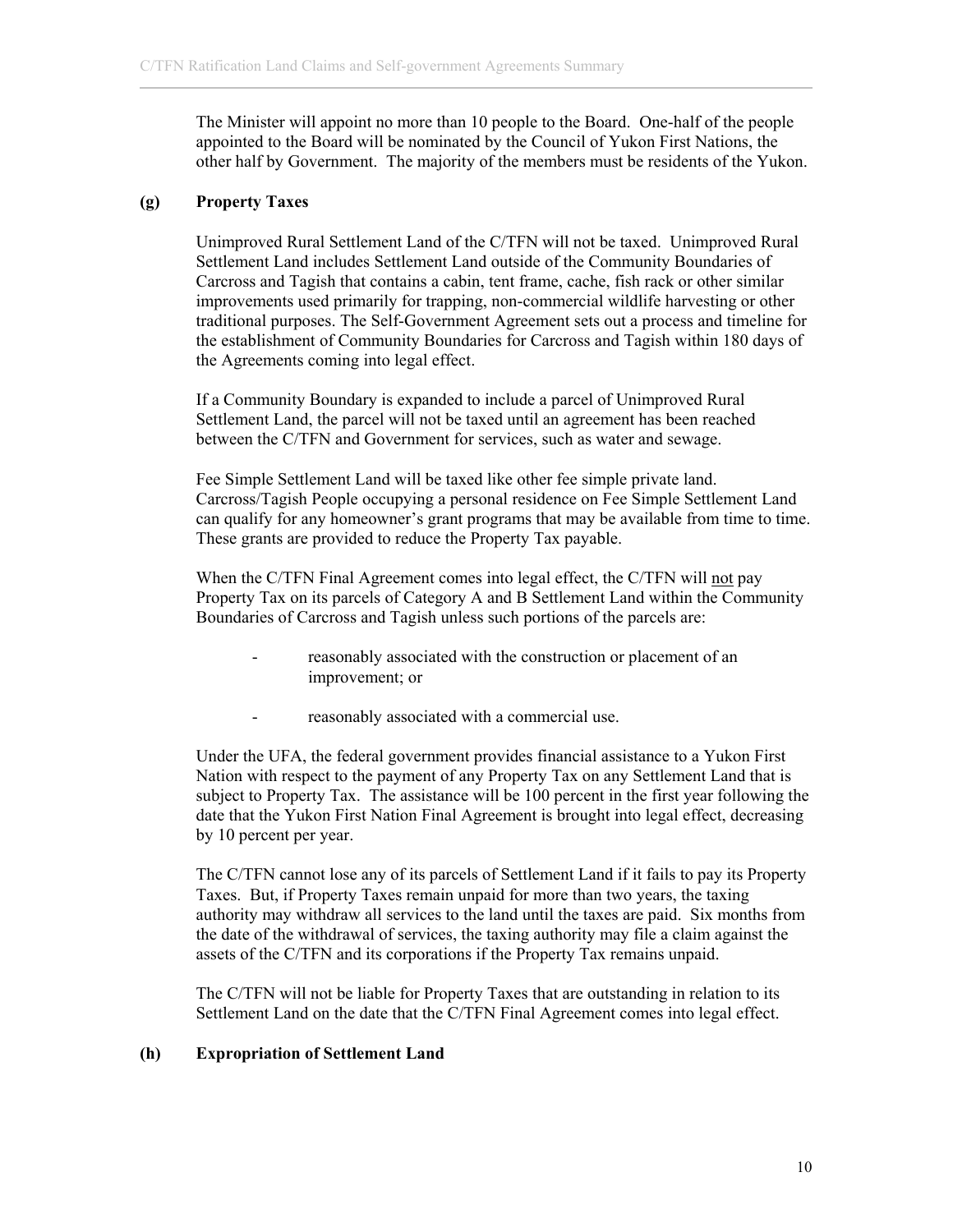The Minister will appoint no more than 10 people to the Board. One-half of the people appointed to the Board will be nominated by the Council of Yukon First Nations, the other half by Government. The majority of the members must be residents of the Yukon.

**(g) Property Taxes**

Unimproved Rural Settlement Land of the C/TFN will not be taxed. Unimproved Rural Settlement Land includes Settlement Land outside of the Community Boundaries of Carcross and Tagish that contains a cabin, tent frame, cache, fish rack or other similar improvements used primarily for trapping, non-commercial wildlife harvesting or other traditional purposes. The Self-Government Agreement sets out a process and timeline for the establishment of Community Boundaries for Carcross and Tagish within 180 days of the Agreements coming into legal effect.

If a Community Boundary is expanded to include a parcel of Unimproved Rural Settlement Land, the parcel will not be taxed until an agreement has been reached between the C/TFN and Government for services, such as water and sewage.

Fee Simple Settlement Land will be taxed like other fee simple private land. Carcross/Tagish People occupying a personal residence on Fee Simple Settlement Land can qualify for any homeowner's grant programs that may be available from time to time. These grants are provided to reduce the Property Tax payable.

When the C/TFN Final Agreement comes into legal effect, the C/TFN will <u>not</u> pay Property Tax on its parcels of Category A and B Settlement Land within the Community Boundaries of Carcross and Tagish unless such portions of the parcels are:

- reasonably associated with the construction or placement of an improvement; or
- reasonably associated with a commercial use.

Under the UFA, the federal government provides financial assistance to a Yukon First Nation with respect to the payment of any Property Tax on any Settlement Land that is subject to Property Tax. The assistance will be 100 percent in the first year following the date that the Yukon First Nation Final Agreement is brought into legal effect, decreasing by 10 percent per year.

The C/TFN cannot lose any of its parcels of Settlement Land if it fails to pay its Property Taxes. But, if Property Taxes remain unpaid for more than two years, the taxing authority may withdraw all services to the land until the taxes are paid. Six months from the date of the withdrawal of services, the taxing authority may file a claim against the assets of the C/TFN and its corporations if the Property Tax remains unpaid.

The C/TFN will not be liable for Property Taxes that are outstanding in relation to its Settlement Land on the date that the C/TFN Final Agreement comes into legal effect.

**(h) Expropriation of Settlement Land**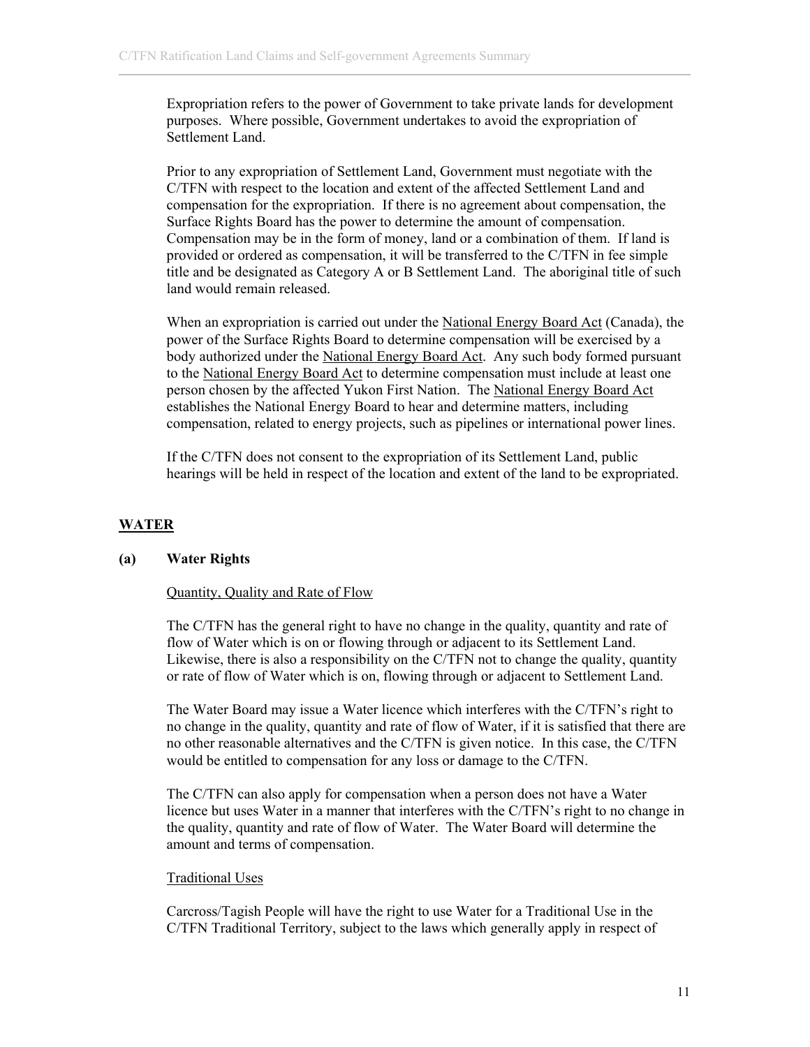Expropriation refers to the power of Government to take private lands for development purposes. Where possible, Government undertakes to avoid the expropriation of Settlement Land.

Prior to any expropriation of Settlement Land, Government must negotiate with the C/TFN with respect to the location and extent of the affected Settlement Land and compensation for the expropriation. If there is no agreement about compensation, the Surface Rights Board has the power to determine the amount of compensation. Compensation may be in the form of money, land or a combination of them. If land is provided or ordered as compensation, it will be transferred to the C/TFN in fee simple title and be designated as Category A or B Settlement Land. The aboriginal title of such land would remain released.

When an expropriation is carried out under the National Energy Board Act (Canada), the power of the Surface Rights Board to determine compensation will be exercised by a body authorized under the National Energy Board Act. Any such body formed pursuant to the National Energy Board Act to determine compensation must include at least one person chosen by the affected Yukon First Nation. The National Energy Board Act establishes the National Energy Board to hear and determine matters, including compensation, related to energy projects, such as pipelines or international power lines.

If the C/TFN does not consent to the expropriation of its Settlement Land, public hearings will be held in respect of the location and extent of the land to be expropriated.

## WATER

### (a) Water Rights

#### Quantity, Quality and Rate of Flow

The C/TFN has the general right to have no change in the quality, quantity and rate of flow of Water which is on or flowing through or adjacent to its Settlement Land. Likewise, there is also a responsibility on the C/TFN not to change the quality, quantity or rate of flow of Water which is on, flowing through or adjacent to Settlement Land.

The Water Board may issue a Water licence which interferes with the C/TFN's right to no change in the quality, quantity and rate of flow of Water, if it is satisfied that there are no other reasonable alternatives and the C/TFN is given notice. In this case, the C/TFN would be entitled to compensation for any loss or damage to the C/TFN.

The C/TFN can also apply for compensation when a person does not have a Water licence but uses Water in a manner that interferes with the C/TFN's right to no change in the quality, quantity and rate of flow of Water. The Water Board will determine the amount and terms of compensation.

#### Traditional Uses

Carcross/Tagish People will have the right to use Water for a Traditional Use in the C/TFN Traditional Territory, subject to the laws which generally apply in respect of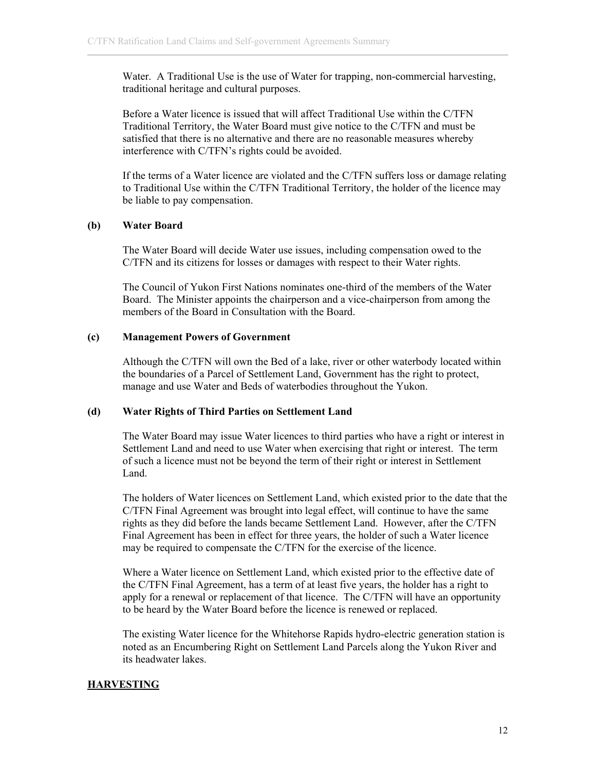Water. A Traditional Use is the use of Water for trapping, non-commercial harvesting, traditional heritage and cultural purposes.

Before a Water licence is issued that will affect Traditional Use within the C/TFN Traditional Territory, the Water Board must give notice to the C/TFN and must be satisfied that there is no alternative and there are no reasonable measures whereby interference with C/TFN's rights could be avoided.

If the terms of a Water licence are violated and the C/TFN suffers loss or damage relating to Traditional Use within the C/TFN Traditional Territory, the holder of the licence may be liable to pay compensation.

**(b) Water Board**

The Water Board will decide Water use issues, including compensation owed to the C/TFN and its citizens for losses or damages with respect to their Water rights.

The Council of Yukon First Nations nominates one-third of the members of the Water Board. The Minister appoints the chairperson and a vice-chairperson from among the members of the Board in Consultation with the Board.

**(c) Management Powers of Government**

Although the C/TFN will own the Bed of a lake, river or other waterbody located within the boundaries of a Parcel of Settlement Land, Government has the right to protect, manage and use Water and Beds of waterbodies throughout the Yukon.

**(d) Water Rights of Third Parties on Settlement Land**

The Water Board may issue Water licences to third parties who have a right or interest in Settlement Land and need to use Water when exercising that right or interest. The term of such a licence must not be beyond the term of their right or interest in Settlement Land.

The holders of Water licences on Settlement Land, which existed prior to the date that the C/TFN Final Agreement was brought into legal effect, will continue to have the same rights as they did before the lands became Settlement Land. However, after the C/TFN Final Agreement has been in effect for three years, the holder of such a Water licence may be required to compensate the C/TFN for the exercise of the licence.

Where a Water licence on Settlement Land, which existed prior to the effective date of the C/TFN Final Agreement, has a term of at least five years, the holder has a right to apply for a renewal or replacement of that licence. The C/TFN will have an opportunity to be heard by the Water Board before the licence is renewed or replaced.

The existing Water licence for the Whitehorse Rapids hydro-electric generation station is noted as an Encumbering Right on Settlement Land Parcels along the Yukon River and its headwater lakes.

## HARVESTING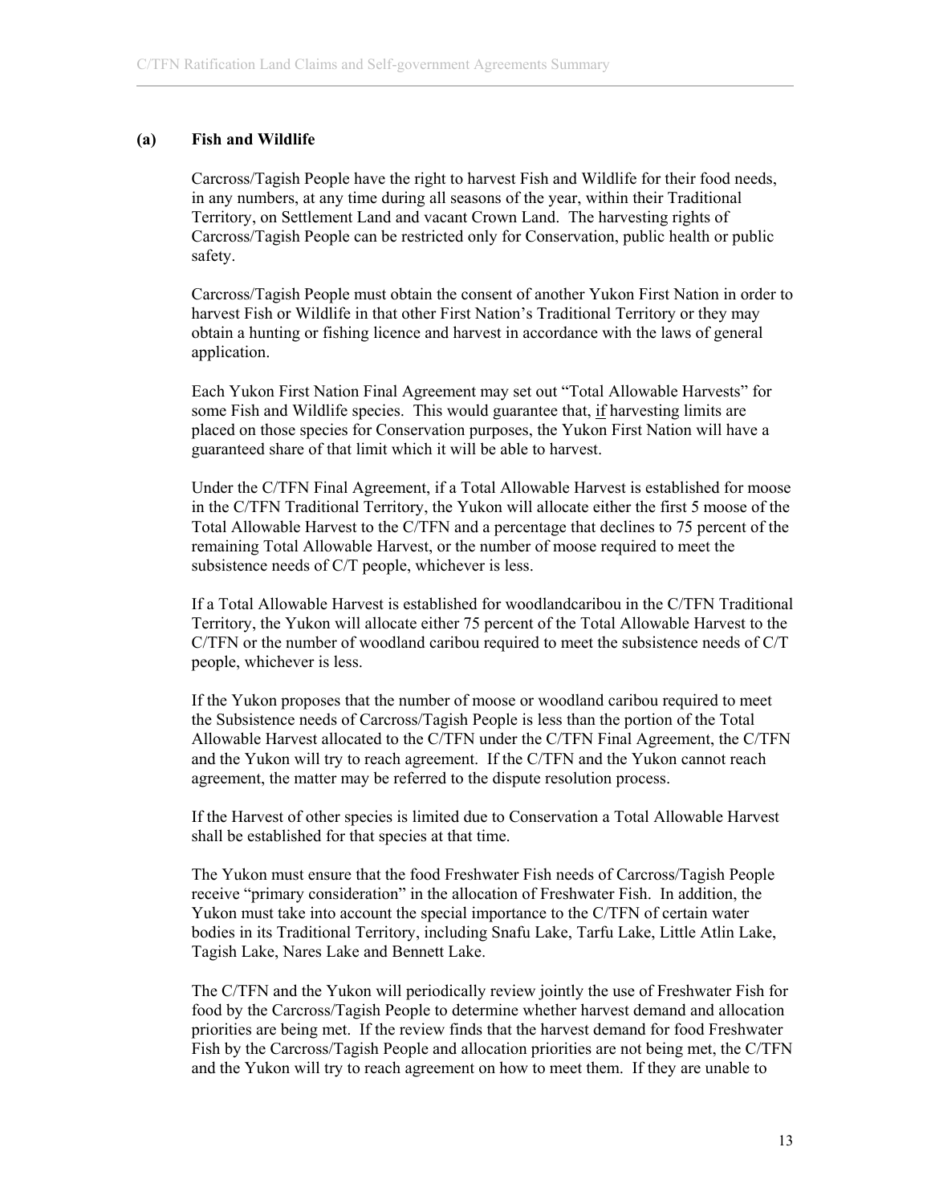### (a) Fish and Wildlife

Carcross/Tagish People have the right to harvest Fish and Wildlife for their food needs, in any numbers, at any time during all seasons of the year, within their Traditional Territory, on Settlement Land and vacant Crown Land. The harvesting rights of Carcross/Tagish People can be restricted only for Conservation, public health or public safety.

Carcross/Tagish People must obtain the consent of another Yukon First Nation in order to harvest Fish or Wildlife in that other First Nation's Traditional Territory or they may obtain a hunting or fishing licence and harvest in accordance with the laws of general application.

Each Yukon First Nation Final Agreement may set out "Total Allowable Harvests" for some Fish and Wildlife species. This would guarantee that, <u>if</u> harvesting limits are placed on those species for Conservation purposes, the Yukon First Nation will have a guaranteed share of that limit which it will be able to harvest.

Under the C/TFN Final Agreement, if a Total Allowable Harvest is established for moose in the C/TFN Traditional Territory, the Yukon will allocate either the first 5 moose of the Total Allowable Harvest to the C/TFN and a percentage that declines to 75 percent of the remaining Total Allowable Harvest, or the number of moose required to meet the subsistence needs of C/T people, whichever is less.

If a Total Allowable Harvest is established for woodlandcaribou in the C/TFN Traditional Territory, the Yukon will allocate either 75 percent of the Total Allowable Harvest to the C/TFN or the number of woodland caribou required to meet the subsistence needs of C/T people, whichever is less.

If the Yukon proposes that the number of moose or woodland caribou required to meet the Subsistence needs of Carcross/Tagish People is less than the portion of the Total Allowable Harvest allocated to the C/TFN under the C/TFN Final Agreement, the C/TFN and the Yukon will try to reach agreement. If the C/TFN and the Yukon cannot reach agreement, the matter may be referred to the dispute resolution process.

If the Harvest of other species is limited due to Conservation a Total Allowable Harvest shall be established for that species at that time.

The Yukon must ensure that the food Freshwater Fish needs of Carcross/Tagish People receive "primary consideration" in the allocation of Freshwater Fish. In addition, the Yukon must take into account the special importance to the C/TFN of certain water bodies in its Traditional Territory, including Snafu Lake, Tarfu Lake, Little Atlin Lake, Tagish Lake, Nares Lake and Bennett Lake.

The C/TFN and the Yukon will periodically review jointly the use of Freshwater Fish for food by the Carcross/Tagish People to determine whether harvest demand and allocation priorities are being met. If the review finds that the harvest demand for food Freshwater Fish by the Carcross/Tagish People and allocation priorities are not being met, the C/TFN and the Yukon will try to reach agreement on how to meet them. If they are unable to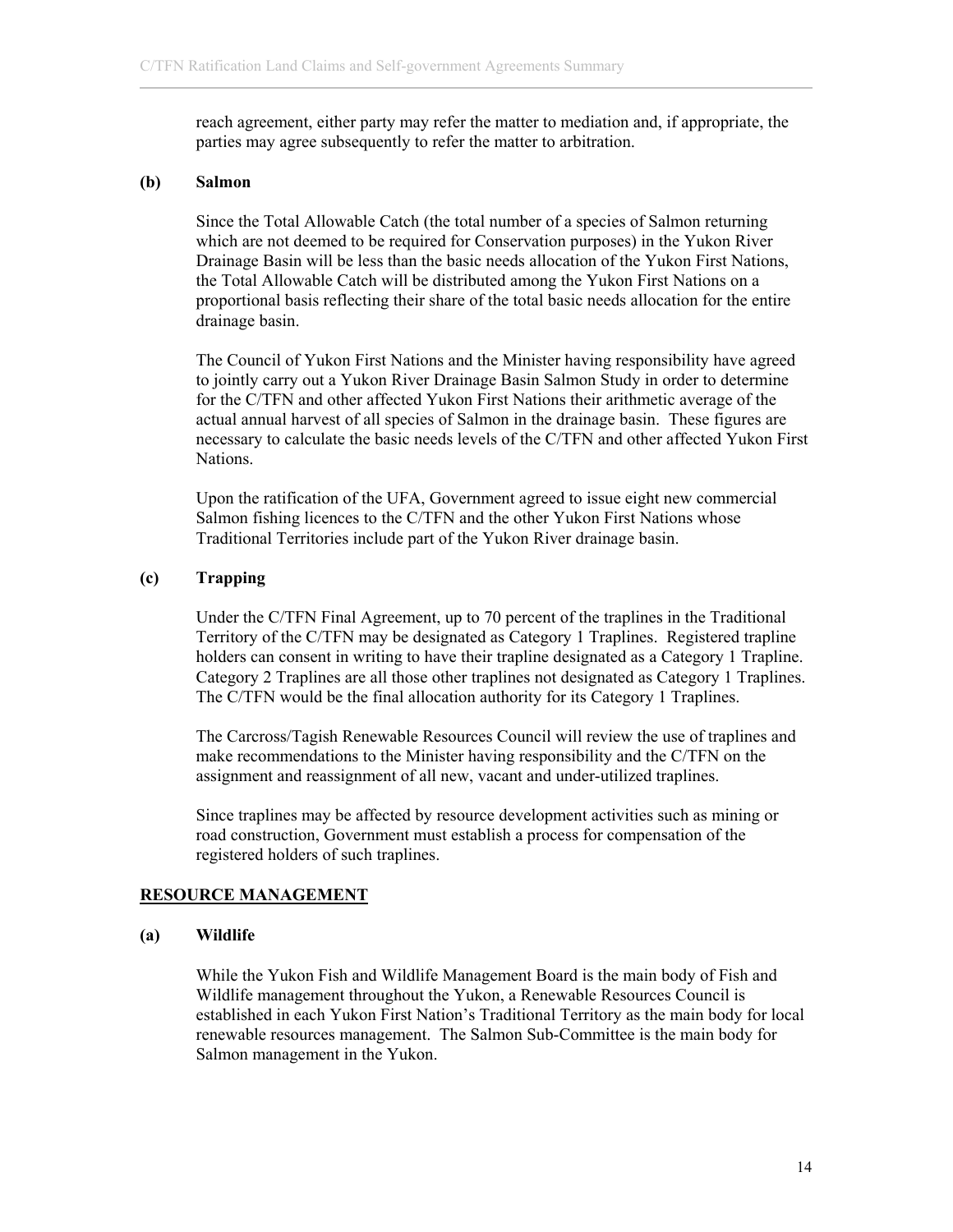reach agreement, either party may refer the matter to mediation and, if appropriate, the parties may agree subsequently to refer the matter to arbitration.

**(b) Salmon**

Since the Total Allowable Catch (the total number of a species of Salmon returning which are not deemed to be required for Conservation purposes) in the Yukon River Drainage Basin will be less than the basic needs allocation of the Yukon First Nations, the Total Allowable Catch will be distributed among the Yukon First Nations on a proportional basis reflecting their share of the total basic needs allocation for the entire drainage basin.

The Council of Yukon First Nations and the Minister having responsibility have agreed to jointly carry out a Yukon River Drainage Basin Salmon Study in order to determine for the C/TFN and other affected Yukon First Nations their arithmetic average of the actual annual harvest of all species of Salmon in the drainage basin. These figures are necessary to calculate the basic needs levels of the C/TFN and other affected Yukon First Nations.

Upon the ratification of the UFA, Government agreed to issue eight new commercial Salmon fishing licences to the C/TFN and the other Yukon First Nations whose Traditional Territories include part of the Yukon River drainage basin.

**(c) Trapping**

Under the C/TFN Final Agreement, up to 70 percent of the traplines in the Traditional Territory of the C/TFN may be designated as Category 1 Traplines. Registered trapline holders can consent in writing to have their trapline designated as a Category 1 Trapline. Category 2 Traplines are all those other traplines not designated as Category 1 Traplines. The C/TFN would be the final allocation authority for its Category 1 Traplines.

The Carcross/Tagish Renewable Resources Council will review the use of traplines and make recommendations to the Minister having responsibility and the C/TFN on the assignment and reassignment of all new, vacant and under-utilized traplines.

Since traplines may be affected by resource development activities such as mining or road construction, Government must establish a process for compensation of the registered holders of such traplines.

## RESOURCE MANAGEMENT

**(a) Wildlife**

While the Yukon Fish and Wildlife Management Board is the main body of Fish and Wildlife management throughout the Yukon, a Renewable Resources Council is established in each Yukon First Nation's Traditional Territory as the main body for local renewable resources management. The Salmon Sub-Committee is the main body for Salmon management in the Yukon.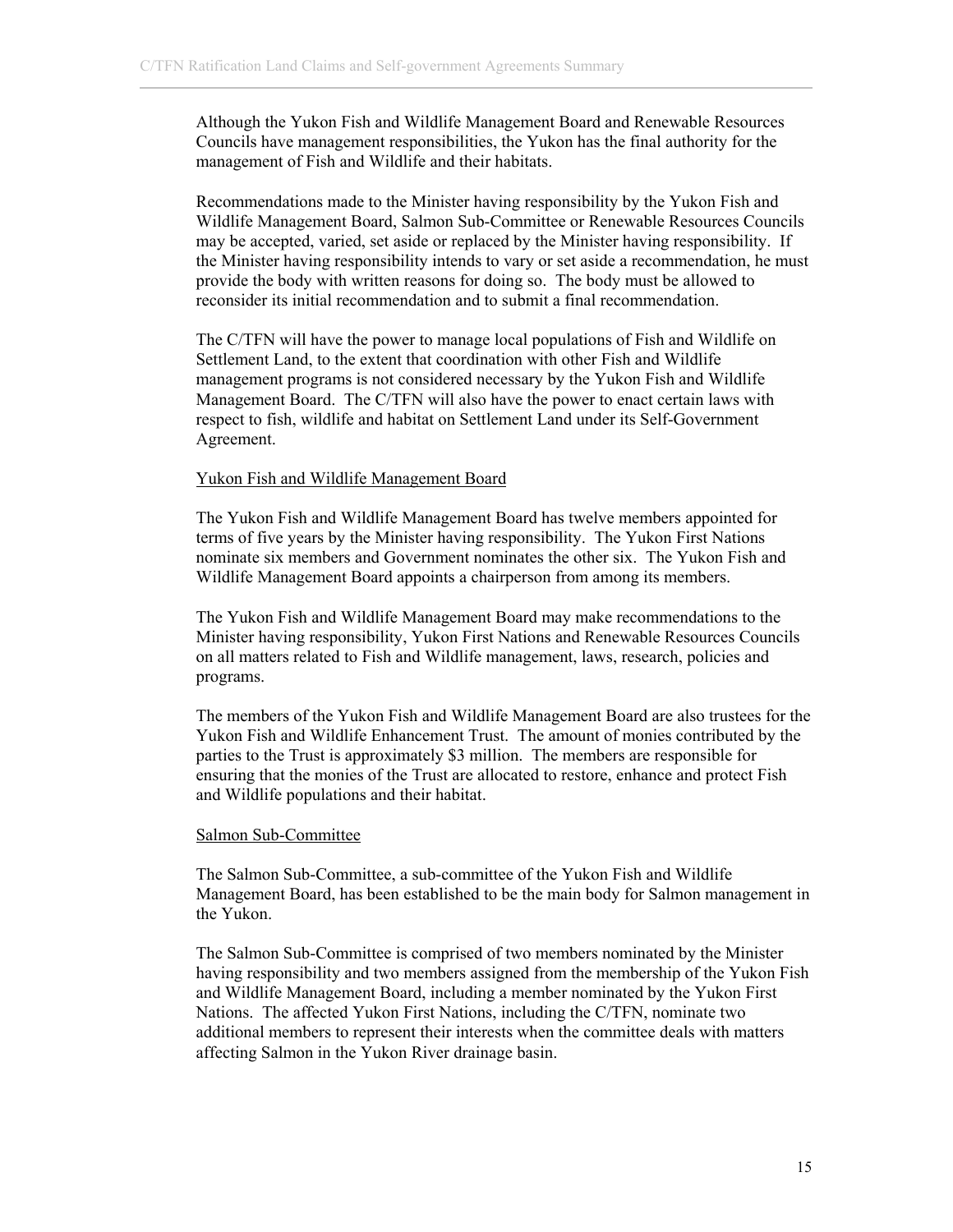Although the Yukon Fish and Wildlife Management Board and Renewable Resources Councils have management responsibilities, the Yukon has the final authority for the management of Fish and Wildlife and their habitats.

Recommendations made to the Minister having responsibility by the Yukon Fish and Wildlife Management Board, Salmon Sub-Committee or Renewable Resources Councils may be accepted, varied, set aside or replaced by the Minister having responsibility. If the Minister having responsibility intends to vary or set aside a recommendation, he must provide the body with written reasons for doing so. The body must be allowed to reconsider its initial recommendation and to submit a final recommendation.

The C/TFN will have the power to manage local populations of Fish and Wildlife on Settlement Land, to the extent that coordination with other Fish and Wildlife management programs is not considered necessary by the Yukon Fish and Wildlife Management Board. The C/TFN will also have the power to enact certain laws with respect to fish, wildlife and habitat on Settlement Land under its Self-Government Agreement.

Yukon Fish and Wildlife Management Board

The Yukon Fish and Wildlife Management Board has twelve members appointed for terms of five years by the Minister having responsibility. The Yukon First Nations nominate six members and Government nominates the other six. The Yukon Fish and Wildlife Management Board appoints a chairperson from among its members.

The Yukon Fish and Wildlife Management Board may make recommendations to the Minister having responsibility, Yukon First Nations and Renewable Resources Councils on all matters related to Fish and Wildlife management, laws, research, policies and programs.

The members of the Yukon Fish and Wildlife Management Board are also trustees for the Yukon Fish and Wildlife Enhancement Trust. The amount of monies contributed by the parties to the Trust is approximately $3 million. The members are responsible for ensuring that the monies of the Trust are allocated to restore, enhance and protect Fish and Wildlife populations and their habitat.

Salmon Sub-Committee

The Salmon Sub-Committee, a sub-committee of the Yukon Fish and Wildlife Management Board, has been established to be the main body for Salmon management in the Yukon.

The Salmon Sub-Committee is comprised of two members nominated by the Minister having responsibility and two members assigned from the membership of the Yukon Fish and Wildlife Management Board, including a member nominated by the Yukon First Nations. The affected Yukon First Nations, including the C/TFN, nominate two additional members to represent their interests when the committee deals with matters affecting Salmon in the Yukon River drainage basin.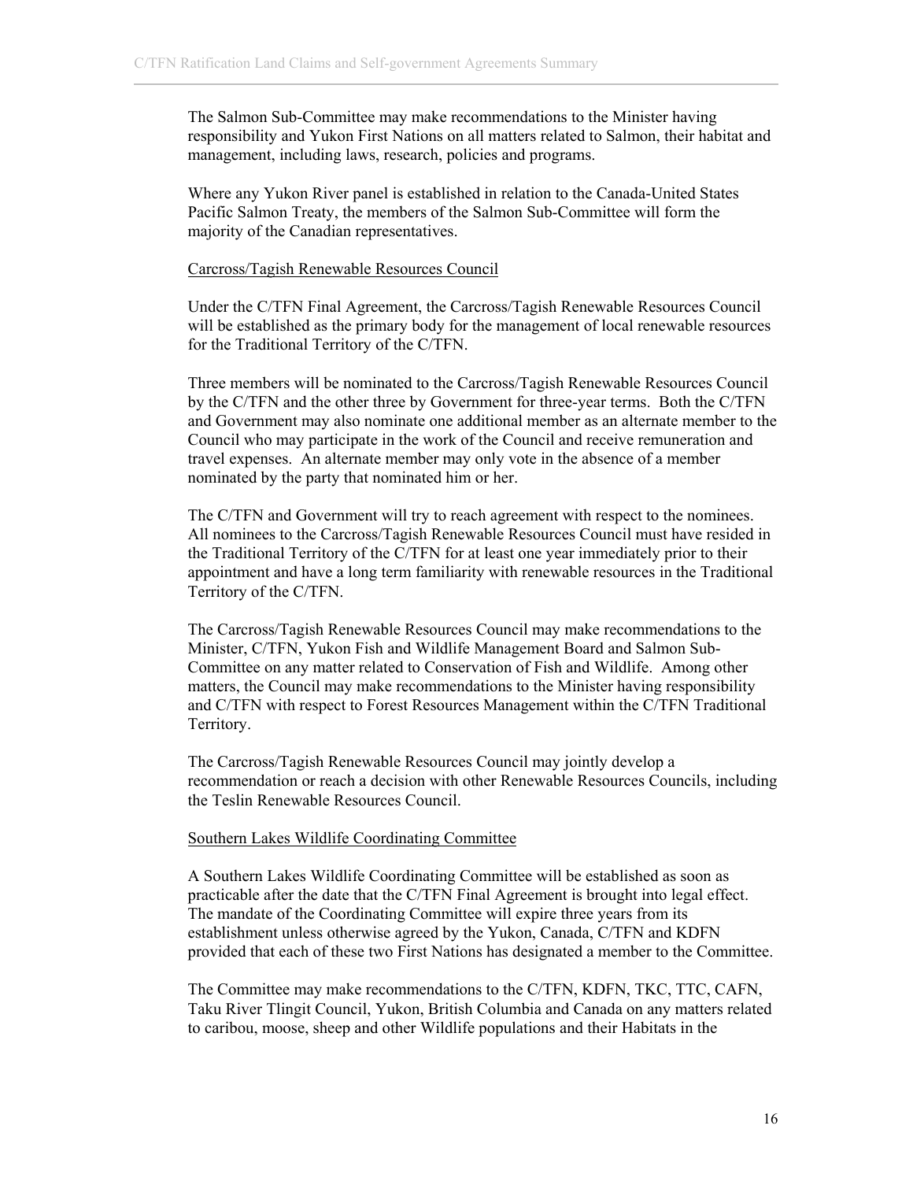The Salmon Sub-Committee may make recommendations to the Minister having responsibility and Yukon First Nations on all matters related to Salmon, their habitat and management, including laws, research, policies and programs.

Where any Yukon River panel is established in relation to the Canada-United States Pacific Salmon Treaty, the members of the Salmon Sub-Committee will form the majority of the Canadian representatives.

<u>Carcross/Tagish Renewable Resources Council</u>

Under the C/TFN Final Agreement, the Carcross/Tagish Renewable Resources Council will be established as the primary body for the management of local renewable resources for the Traditional Territory of the C/TFN.

Three members will be nominated to the Carcross/Tagish Renewable Resources Council by the C/TFN and the other three by Government for three-year terms. Both the C/TFN and Government may also nominate one additional member as an alternate member to the Council who may participate in the work of the Council and receive remuneration and travel expenses. An alternate member may only vote in the absence of a member nominated by the party that nominated him or her.

The C/TFN and Government will try to reach agreement with respect to the nominees. All nominees to the Carcross/Tagish Renewable Resources Council must have resided in the Traditional Territory of the C/TFN for at least one year immediately prior to their appointment and have a long term familiarity with renewable resources in the Traditional Territory of the C/TFN.

The Carcross/Tagish Renewable Resources Council may make recommendations to the Minister, C/TFN, Yukon Fish and Wildlife Management Board and Salmon Sub-Committee on any matter related to Conservation of Fish and Wildlife. Among other matters, the Council may make recommendations to the Minister having responsibility and C/TFN with respect to Forest Resources Management within the C/TFN Traditional Territory.

The Carcross/Tagish Renewable Resources Council may jointly develop a recommendation or reach a decision with other Renewable Resources Councils, including the Teslin Renewable Resources Council.

<u>Southern Lakes Wildlife Coordinating Committee</u>

A Southern Lakes Wildlife Coordinating Committee will be established as soon as practicable after the date that the C/TFN Final Agreement is brought into legal effect. The mandate of the Coordinating Committee will expire three years from its establishment unless otherwise agreed by the Yukon, Canada, C/TFN and KDFN provided that each of these two First Nations has designated a member to the Committee.

The Committee may make recommendations to the C/TFN, KDFN, TKC, TTC, CAFN, Taku River Tlingit Council, Yukon, British Columbia and Canada on any matters related to caribou, moose, sheep and other Wildlife populations and their Habitats in the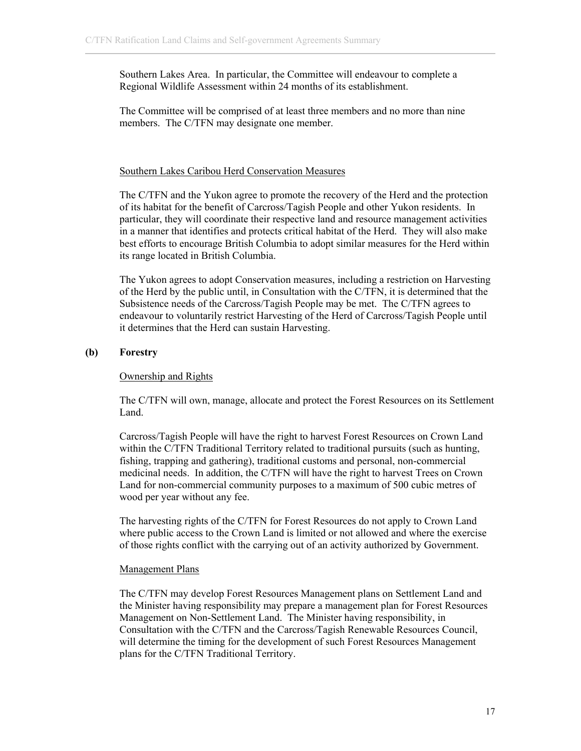Southern Lakes Area. In particular, the Committee will endeavour to complete a Regional Wildlife Assessment within 24 months of its establishment.

The Committee will be comprised of at least three members and no more than nine members. The C/TFN may designate one member.

Southern Lakes Caribou Herd Conservation Measures

The C/TFN and the Yukon agree to promote the recovery of the Herd and the protection of its habitat for the benefit of Carcross/Tagish People and other Yukon residents. In particular, they will coordinate their respective land and resource management activities in a manner that identifies and protects critical habitat of the Herd. They will also make best efforts to encourage British Columbia to adopt similar measures for the Herd within its range located in British Columbia.

The Yukon agrees to adopt Conservation measures, including a restriction on Harvesting of the Herd by the public until, in Consultation with the C/TFN, it is determined that the Subsistence needs of the Carcross/Tagish People may be met. The C/TFN agrees to endeavour to voluntarily restrict Harvesting of the Herd of Carcross/Tagish People until it determines that the Herd can sustain Harvesting.

**(b) Forestry**

Ownership and Rights

The C/TFN will own, manage, allocate and protect the Forest Resources on its Settlement Land.

Carcross/Tagish People will have the right to harvest Forest Resources on Crown Land within the C/TFN Traditional Territory related to traditional pursuits (such as hunting, fishing, trapping and gathering), traditional customs and personal, non-commercial medicinal needs. In addition, the C/TFN will have the right to harvest Trees on Crown Land for non-commercial community purposes to a maximum of 500 cubic metres of wood per year without any fee.

The harvesting rights of the C/TFN for Forest Resources do not apply to Crown Land where public access to the Crown Land is limited or not allowed and where the exercise of those rights conflict with the carrying out of an activity authorized by Government.

Management Plans

The C/TFN may develop Forest Resources Management plans on Settlement Land and the Minister having responsibility may prepare a management plan for Forest Resources Management on Non-Settlement Land. The Minister having responsibility, in Consultation with the C/TFN and the Carcross/Tagish Renewable Resources Council, will determine the timing for the development of such Forest Resources Management plans for the C/TFN Traditional Territory.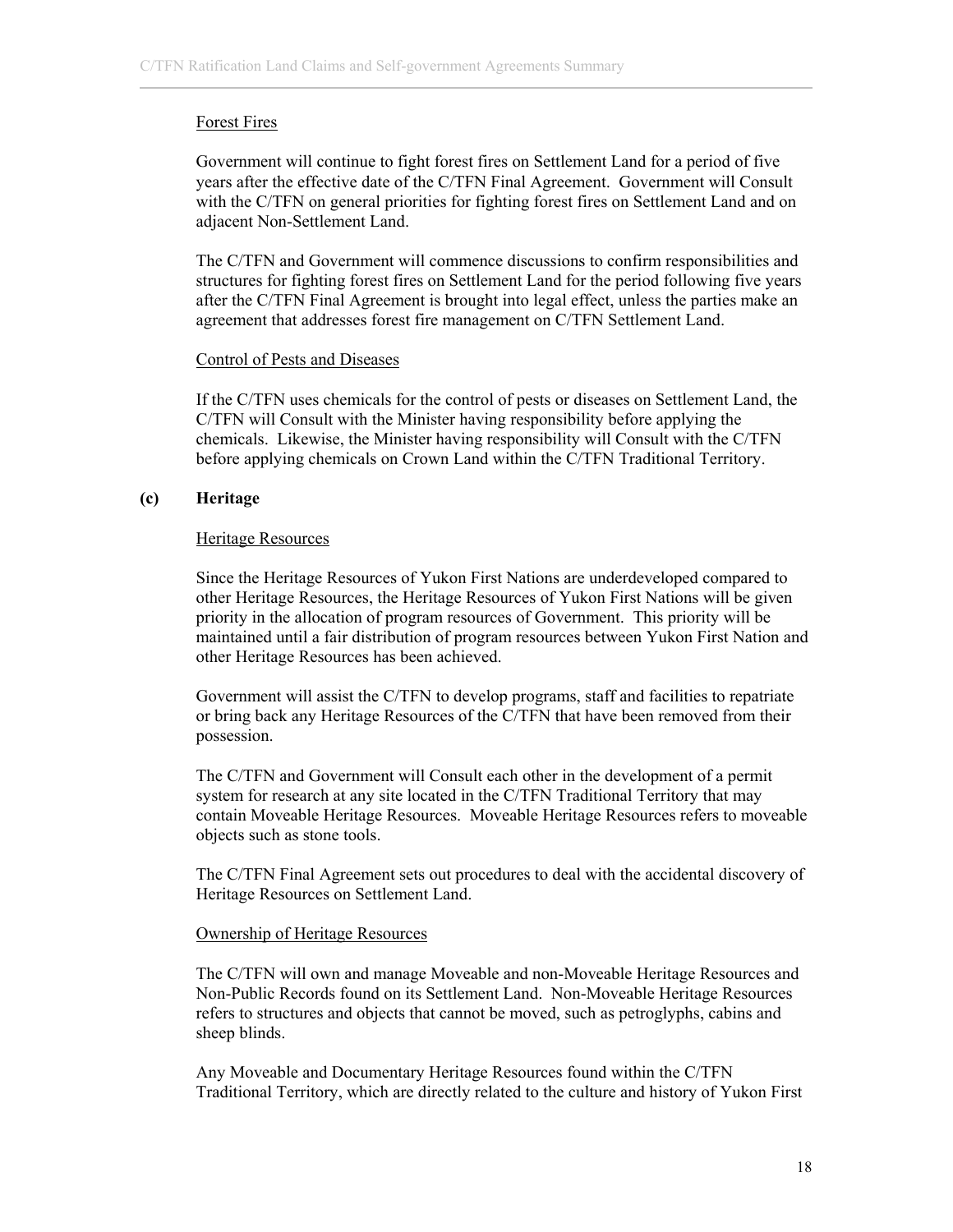Forest Fires

Government will continue to fight forest fires on Settlement Land for a period of five years after the effective date of the C/TFN Final Agreement. Government will Consult with the C/TFN on general priorities for fighting forest fires on Settlement Land and on adjacent Non-Settlement Land.

The C/TFN and Government will commence discussions to confirm responsibilities and structures for fighting forest fires on Settlement Land for the period following five years after the C/TFN Final Agreement is brought into legal effect, unless the parties make an agreement that addresses forest fire management on C/TFN Settlement Land.

Control of Pests and Diseases

If the C/TFN uses chemicals for the control of pests or diseases on Settlement Land, the C/TFN will Consult with the Minister having responsibility before applying the chemicals. Likewise, the Minister having responsibility will Consult with the C/TFN before applying chemicals on Crown Land within the C/TFN Traditional Territory.

### (c) Heritage

Heritage Resources

Since the Heritage Resources of Yukon First Nations are underdeveloped compared to other Heritage Resources, the Heritage Resources of Yukon First Nations will be given priority in the allocation of program resources of Government. This priority will be maintained until a fair distribution of program resources between Yukon First Nation and other Heritage Resources has been achieved.

Government will assist the C/TFN to develop programs, staff and facilities to repatriate or bring back any Heritage Resources of the C/TFN that have been removed from their possession.

The C/TFN and Government will Consult each other in the development of a permit system for research at any site located in the C/TFN Traditional Territory that may contain Moveable Heritage Resources. Moveable Heritage Resources refers to moveable objects such as stone tools.

The C/TFN Final Agreement sets out procedures to deal with the accidental discovery of Heritage Resources on Settlement Land.

Ownership of Heritage Resources

The C/TFN will own and manage Moveable and non-Moveable Heritage Resources and Non-Public Records found on its Settlement Land. Non-Moveable Heritage Resources refers to structures and objects that cannot be moved, such as petroglyphs, cabins and sheep blinds.

Any Moveable and Documentary Heritage Resources found within the C/TFN Traditional Territory, which are directly related to the culture and history of Yukon First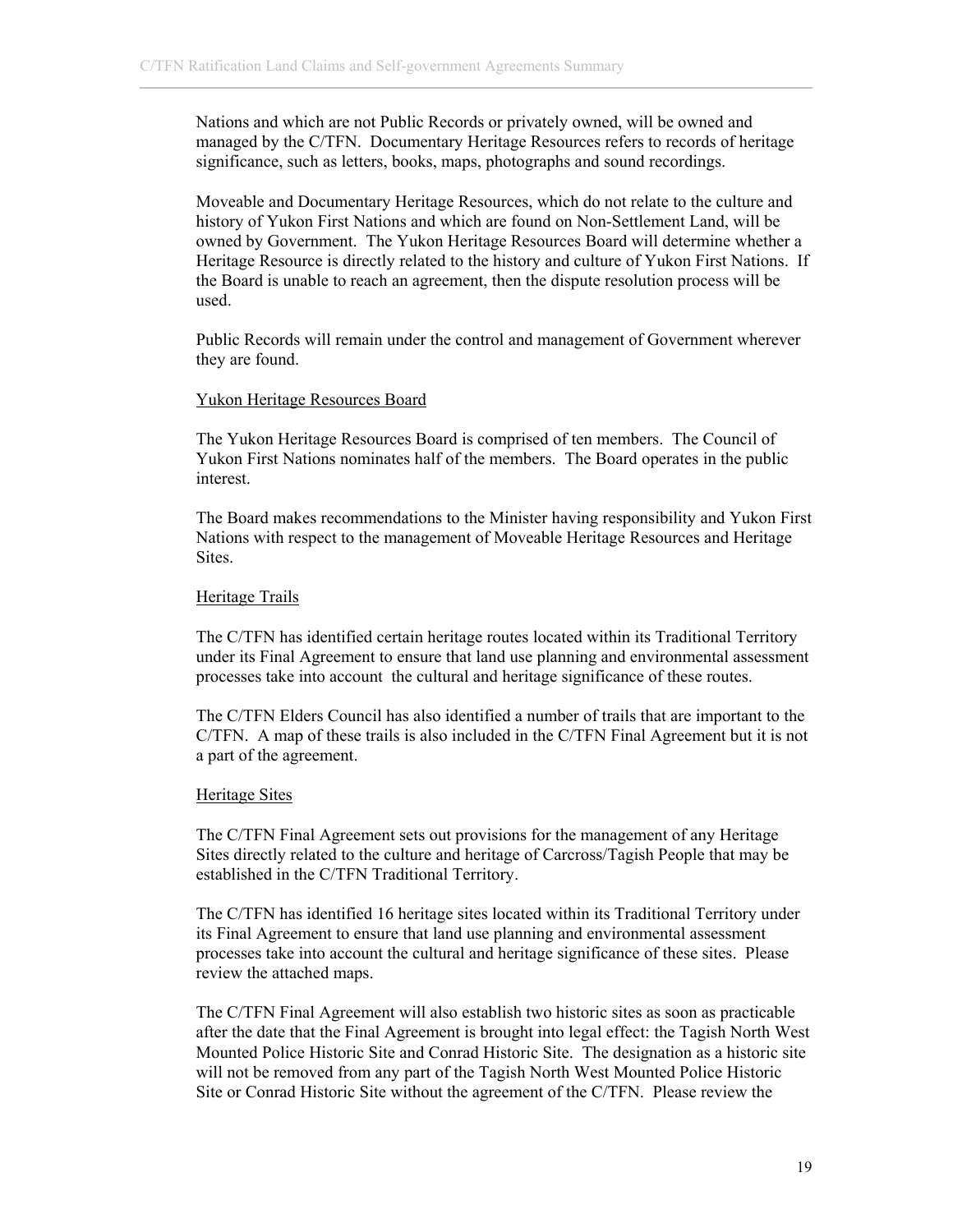Nations and which are not Public Records or privately owned, will be owned and managed by the C/TFN. Documentary Heritage Resources refers to records of heritage significance, such as letters, books, maps, photographs and sound recordings.

Moveable and Documentary Heritage Resources, which do not relate to the culture and history of Yukon First Nations and which are found on Non-Settlement Land, will be owned by Government. The Yukon Heritage Resources Board will determine whether a Heritage Resource is directly related to the history and culture of Yukon First Nations. If the Board is unable to reach an agreement, then the dispute resolution process will be used.

Public Records will remain under the control and management of Government wherever they are found.

### Yukon Heritage Resources Board

The Yukon Heritage Resources Board is comprised of ten members. The Council of Yukon First Nations nominates half of the members. The Board operates in the public interest.

The Board makes recommendations to the Minister having responsibility and Yukon First Nations with respect to the management of Moveable Heritage Resources and Heritage Sites.

### Heritage Trails

The C/TFN has identified certain heritage routes located within its Traditional Territory under its Final Agreement to ensure that land use planning and environmental assessment processes take into account the cultural and heritage significance of these routes.

The C/TFN Elders Council has also identified a number of trails that are important to the C/TFN. A map of these trails is also included in the C/TFN Final Agreement but it is not a part of the agreement.

### Heritage Sites

The C/TFN Final Agreement sets out provisions for the management of any Heritage Sites directly related to the culture and heritage of Carcross/Tagish People that may be established in the C/TFN Traditional Territory.

The C/TFN has identified 16 heritage sites located within its Traditional Territory under its Final Agreement to ensure that land use planning and environmental assessment processes take into account the cultural and heritage significance of these sites. Please review the attached maps.

The C/TFN Final Agreement will also establish two historic sites as soon as practicable after the date that the Final Agreement is brought into legal effect: the Tagish North West Mounted Police Historic Site and Conrad Historic Site. The designation as a historic site will not be removed from any part of the Tagish North West Mounted Police Historic Site or Conrad Historic Site without the agreement of the C/TFN. Please review the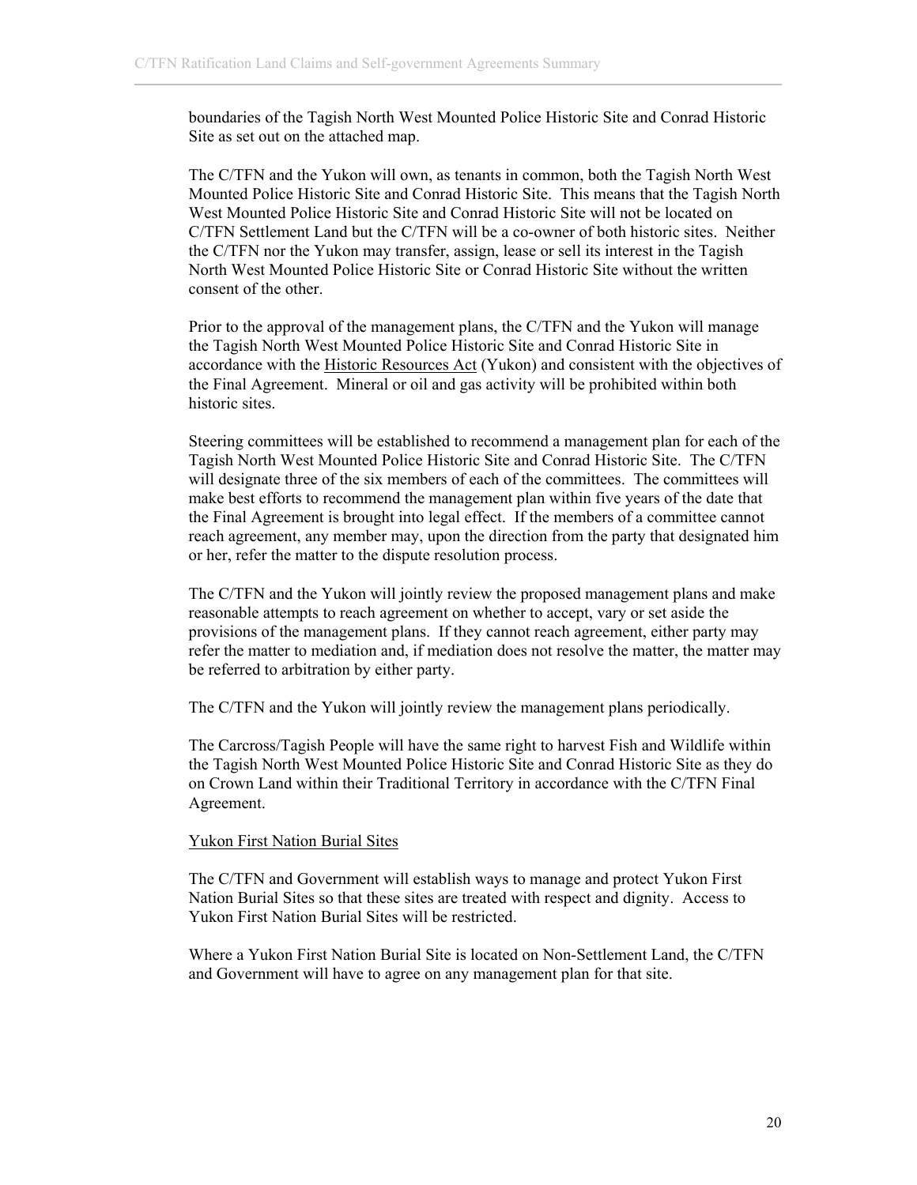boundaries of the Tagish North West Mounted Police Historic Site and Conrad Historic Site as set out on the attached map.

The C/TFN and the Yukon will own, as tenants in common, both the Tagish North West Mounted Police Historic Site and Conrad Historic Site. This means that the Tagish North West Mounted Police Historic Site and Conrad Historic Site will not be located on C/TFN Settlement Land but the C/TFN will be a co-owner of both historic sites. Neither the C/TFN nor the Yukon may transfer, assign, lease or sell its interest in the Tagish North West Mounted Police Historic Site or Conrad Historic Site without the written consent of the other.

Prior to the approval of the management plans, the C/TFN and the Yukon will manage the Tagish North West Mounted Police Historic Site and Conrad Historic Site in accordance with the Historic Resources Act (Yukon) and consistent with the objectives of the Final Agreement. Mineral or oil and gas activity will be prohibited within both historic sites.

Steering committees will be established to recommend a management plan for each of the Tagish North West Mounted Police Historic Site and Conrad Historic Site. The C/TFN will designate three of the six members of each of the committees. The committees will make best efforts to recommend the management plan within five years of the date that the Final Agreement is brought into legal effect. If the members of a committee cannot reach agreement, any member may, upon the direction from the party that designated him or her, refer the matter to the dispute resolution process.

The C/TFN and the Yukon will jointly review the proposed management plans and make reasonable attempts to reach agreement on whether to accept, vary or set aside the provisions of the management plans. If they cannot reach agreement, either party may refer the matter to mediation and, if mediation does not resolve the matter, the matter may be referred to arbitration by either party.

The C/TFN and the Yukon will jointly review the management plans periodically.

The Carcross/Tagish People will have the same right to harvest Fish and Wildlife within the Tagish North West Mounted Police Historic Site and Conrad Historic Site as they do on Crown Land within their Traditional Territory in accordance with the C/TFN Final Agreement.

Yukon First Nation Burial Sites

The C/TFN and Government will establish ways to manage and protect Yukon First Nation Burial Sites so that these sites are treated with respect and dignity. Access to Yukon First Nation Burial Sites will be restricted.

Where a Yukon First Nation Burial Site is located on Non-Settlement Land, the C/TFN and Government will have to agree on any management plan for that site.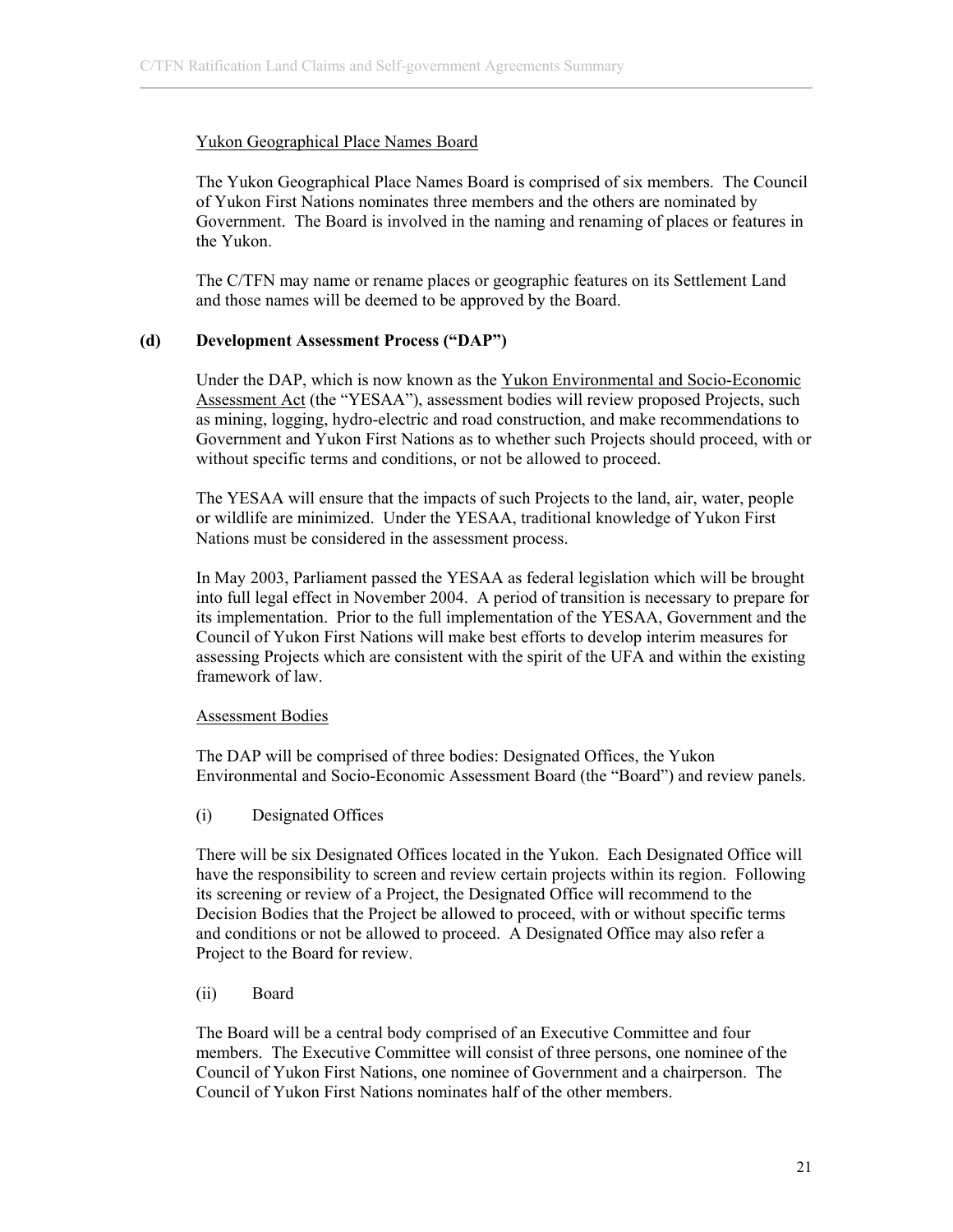Yukon Geographical Place Names Board

The Yukon Geographical Place Names Board is comprised of six members. The Council of Yukon First Nations nominates three members and the others are nominated by Government. The Board is involved in the naming and renaming of places or features in the Yukon.

The C/TFN may name or rename places or geographic features on its Settlement Land and those names will be deemed to be approved by the Board.

**(d) Development Assessment Process ("DAP")**

Under the DAP, which is now known as the Yukon Environmental and Socio-Economic Assessment Act (the "YESAA"), assessment bodies will review proposed Projects, such as mining, logging, hydro-electric and road construction, and make recommendations to Government and Yukon First Nations as to whether such Projects should proceed, with or without specific terms and conditions, or not be allowed to proceed.

The YESAA will ensure that the impacts of such Projects to the land, air, water, people or wildlife are minimized. Under the YESAA, traditional knowledge of Yukon First Nations must be considered in the assessment process.

In May 2003, Parliament passed the YESAA as federal legislation which will be brought into full legal effect in November 2004. A period of transition is necessary to prepare for its implementation. Prior to the full implementation of the YESAA, Government and the Council of Yukon First Nations will make best efforts to develop interim measures for assessing Projects which are consistent with the spirit of the UFA and within the existing framework of law.

Assessment Bodies

The DAP will be comprised of three bodies: Designated Offices, the Yukon Environmental and Socio-Economic Assessment Board (the "Board") and review panels.

(i) Designated Offices

There will be six Designated Offices located in the Yukon. Each Designated Office will have the responsibility to screen and review certain projects within its region. Following its screening or review of a Project, the Designated Office will recommend to the Decision Bodies that the Project be allowed to proceed, with or without specific terms and conditions or not be allowed to proceed. A Designated Office may also refer a Project to the Board for review.

(ii) Board

The Board will be a central body comprised of an Executive Committee and four members. The Executive Committee will consist of three persons, one nominee of the Council of Yukon First Nations, one nominee of Government and a chairperson. The Council of Yukon First Nations nominates half of the other members.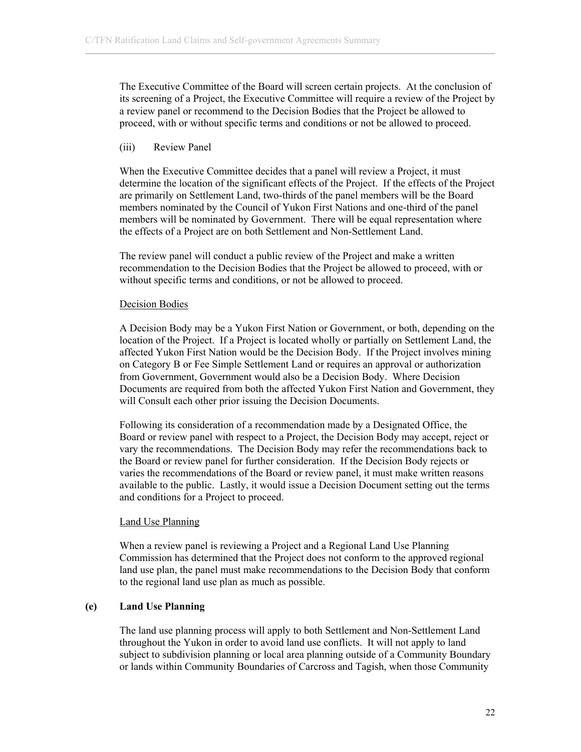The Executive Committee of the Board will screen certain projects. At the conclusion of its screening of a Project, the Executive Committee will require a review of the Project by a review panel or recommend to the Decision Bodies that the Project be allowed to proceed, with or without specific terms and conditions or not be allowed to proceed.

(iii) Review Panel

When the Executive Committee decides that a panel will review a Project, it must determine the location of the significant effects of the Project. If the effects of the Project are primarily on Settlement Land, two-thirds of the panel members will be the Board members nominated by the Council of Yukon First Nations and one-third of the panel members will be nominated by Government. There will be equal representation where the effects of a Project are on both Settlement and Non-Settlement Land.

The review panel will conduct a public review of the Project and make a written recommendation to the Decision Bodies that the Project be allowed to proceed, with or without specific terms and conditions, or not be allowed to proceed.

Decision Bodies

A Decision Body may be a Yukon First Nation or Government, or both, depending on the location of the Project. If a Project is located wholly or partially on Settlement Land, the affected Yukon First Nation would be the Decision Body. If the Project involves mining on Category B or Fee Simple Settlement Land or requires an approval or authorization from Government, Government would also be a Decision Body. Where Decision Documents are required from both the affected Yukon First Nation and Government, they will Consult each other prior issuing the Decision Documents.

Following its consideration of a recommendation made by a Designated Office, the Board or review panel with respect to a Project, the Decision Body may accept, reject or vary the recommendations. The Decision Body may refer the recommendations back to the Board or review panel for further consideration. If the Decision Body rejects or varies the recommendations of the Board or review panel, it must make written reasons available to the public. Lastly, it would issue a Decision Document setting out the terms and conditions for a Project to proceed.

Land Use Planning

When a review panel is reviewing a Project and a Regional Land Use Planning Commission has determined that the Project does not conform to the approved regional land use plan, the panel must make recommendations to the Decision Body that conform to the regional land use plan as much as possible.

### (e) Land Use Planning

The land use planning process will apply to both Settlement and Non-Settlement Land throughout the Yukon in order to avoid land use conflicts. It will not apply to land subject to subdivision planning or local area planning outside of a Community Boundary or lands within Community Boundaries of Carcross and Tagish, when those Community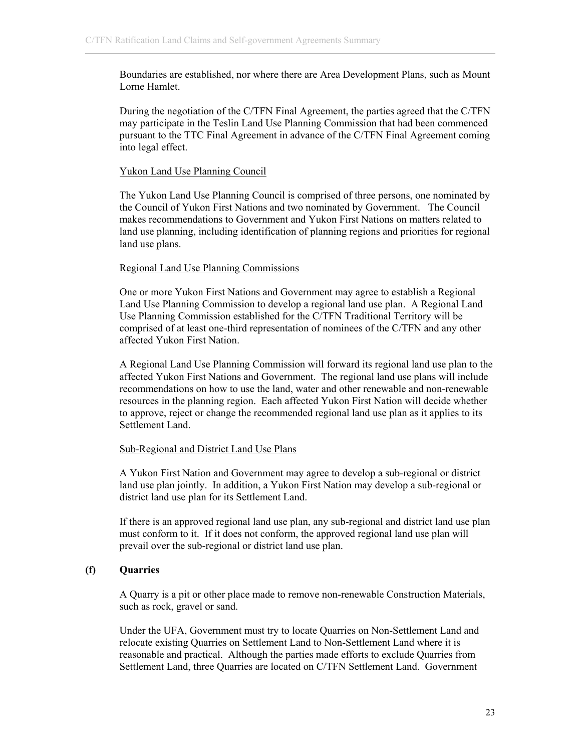Boundaries are established, nor where there are Area Development Plans, such as Mount Lorne Hamlet.

During the negotiation of the C/TFN Final Agreement, the parties agreed that the C/TFN may participate in the Teslin Land Use Planning Commission that had been commenced pursuant to the TTC Final Agreement in advance of the C/TFN Final Agreement coming into legal effect.

Yukon Land Use Planning Council

The Yukon Land Use Planning Council is comprised of three persons, one nominated by the Council of Yukon First Nations and two nominated by Government. The Council makes recommendations to Government and Yukon First Nations on matters related to land use planning, including identification of planning regions and priorities for regional land use plans.

Regional Land Use Planning Commissions

One or more Yukon First Nations and Government may agree to establish a Regional Land Use Planning Commission to develop a regional land use plan. A Regional Land Use Planning Commission established for the C/TFN Traditional Territory will be comprised of at least one-third representation of nominees of the C/TFN and any other affected Yukon First Nation.

A Regional Land Use Planning Commission will forward its regional land use plan to the affected Yukon First Nations and Government. The regional land use plans will include recommendations on how to use the land, water and other renewable and non-renewable resources in the planning region. Each affected Yukon First Nation will decide whether to approve, reject or change the recommended regional land use plan as it applies to its Settlement Land.

Sub-Regional and District Land Use Plans

A Yukon First Nation and Government may agree to develop a sub-regional or district land use plan jointly. In addition, a Yukon First Nation may develop a sub-regional or district land use plan for its Settlement Land.

If there is an approved regional land use plan, any sub-regional and district land use plan must conform to it. If it does not conform, the approved regional land use plan will prevail over the sub-regional or district land use plan.

**(f) Quarries**

A Quarry is a pit or other place made to remove non-renewable Construction Materials, such as rock, gravel or sand.

Under the UFA, Government must try to locate Quarries on Non-Settlement Land and relocate existing Quarries on Settlement Land to Non-Settlement Land where it is reasonable and practical. Although the parties made efforts to exclude Quarries from Settlement Land, three Quarries are located on C/TFN Settlement Land. Government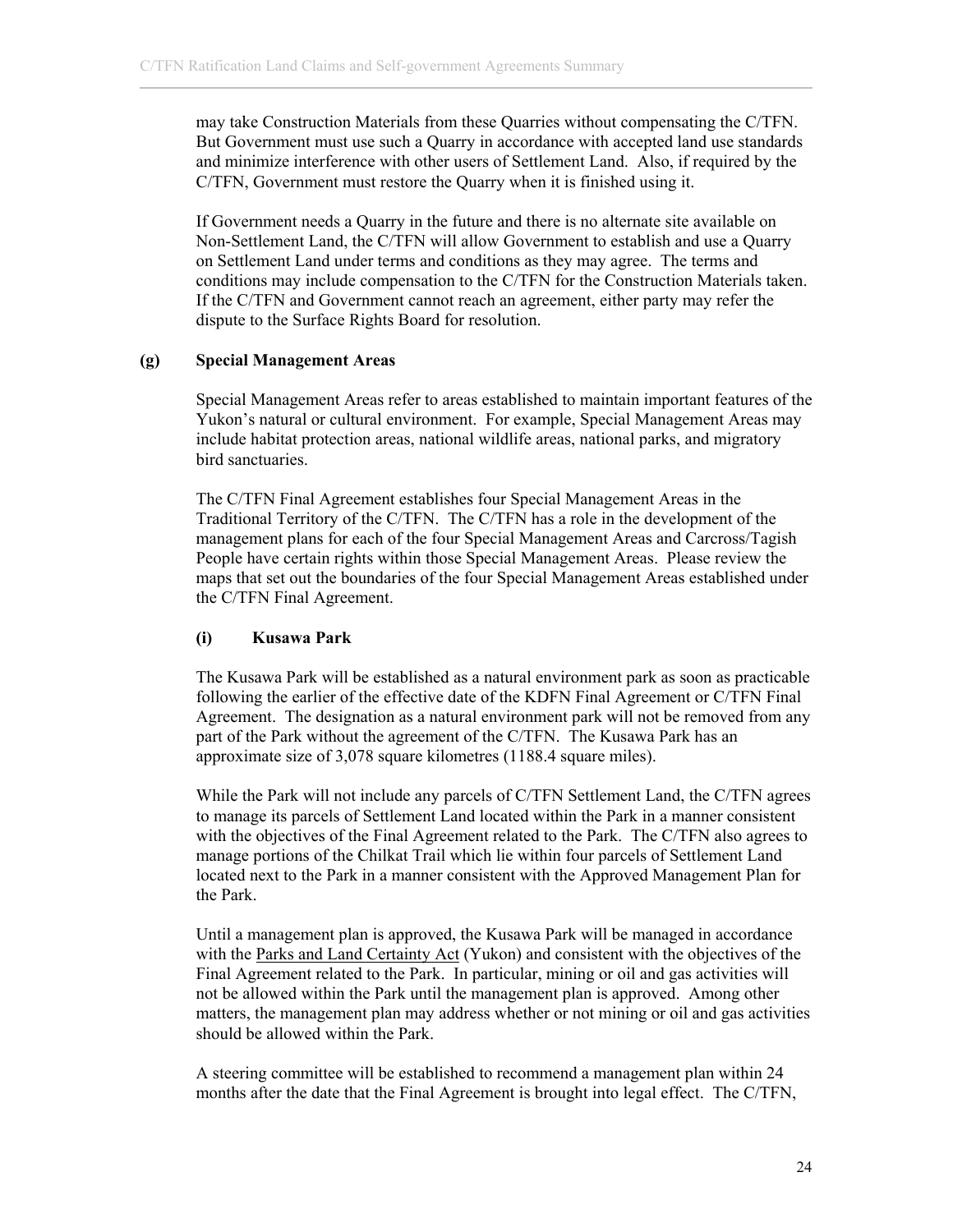may take Construction Materials from these Quarries without compensating the C/TFN. But Government must use such a Quarry in accordance with accepted land use standards and minimize interference with other users of Settlement Land. Also, if required by the C/TFN, Government must restore the Quarry when it is finished using it.

If Government needs a Quarry in the future and there is no alternate site available on Non-Settlement Land, the C/TFN will allow Government to establish and use a Quarry on Settlement Land under terms and conditions as they may agree. The terms and conditions may include compensation to the C/TFN for the Construction Materials taken. If the C/TFN and Government cannot reach an agreement, either party may refer the dispute to the Surface Rights Board for resolution.

### (g) Special Management Areas

Special Management Areas refer to areas established to maintain important features of the Yukon's natural or cultural environment. For example, Special Management Areas may include habitat protection areas, national wildlife areas, national parks, and migratory bird sanctuaries.

The C/TFN Final Agreement establishes four Special Management Areas in the Traditional Territory of the C/TFN. The C/TFN has a role in the development of the management plans for each of the four Special Management Areas and Carcross/Tagish People have certain rights within those Special Management Areas. Please review the maps that set out the boundaries of the four Special Management Areas established under the C/TFN Final Agreement.

#### (i) Kusawa Park

The Kusawa Park will be established as a natural environment park as soon as practicable following the earlier of the effective date of the KDFN Final Agreement or C/TFN Final Agreement. The designation as a natural environment park will not be removed from any part of the Park without the agreement of the C/TFN. The Kusawa Park has an approximate size of 3,078 square kilometres (1188.4 square miles).

While the Park will not include any parcels of C/TFN Settlement Land, the C/TFN agrees to manage its parcels of Settlement Land located within the Park in a manner consistent with the objectives of the Final Agreement related to the Park. The C/TFN also agrees to manage portions of the Chilkat Trail which lie within four parcels of Settlement Land located next to the Park in a manner consistent with the Approved Management Plan for the Park.

Until a management plan is approved, the Kusawa Park will be managed in accordance with the Parks and Land Certainty Act (Yukon) and consistent with the objectives of the Final Agreement related to the Park. In particular, mining or oil and gas activities will not be allowed within the Park until the management plan is approved. Among other matters, the management plan may address whether or not mining or oil and gas activities should be allowed within the Park.

A steering committee will be established to recommend a management plan within 24 months after the date that the Final Agreement is brought into legal effect. The C/TFN,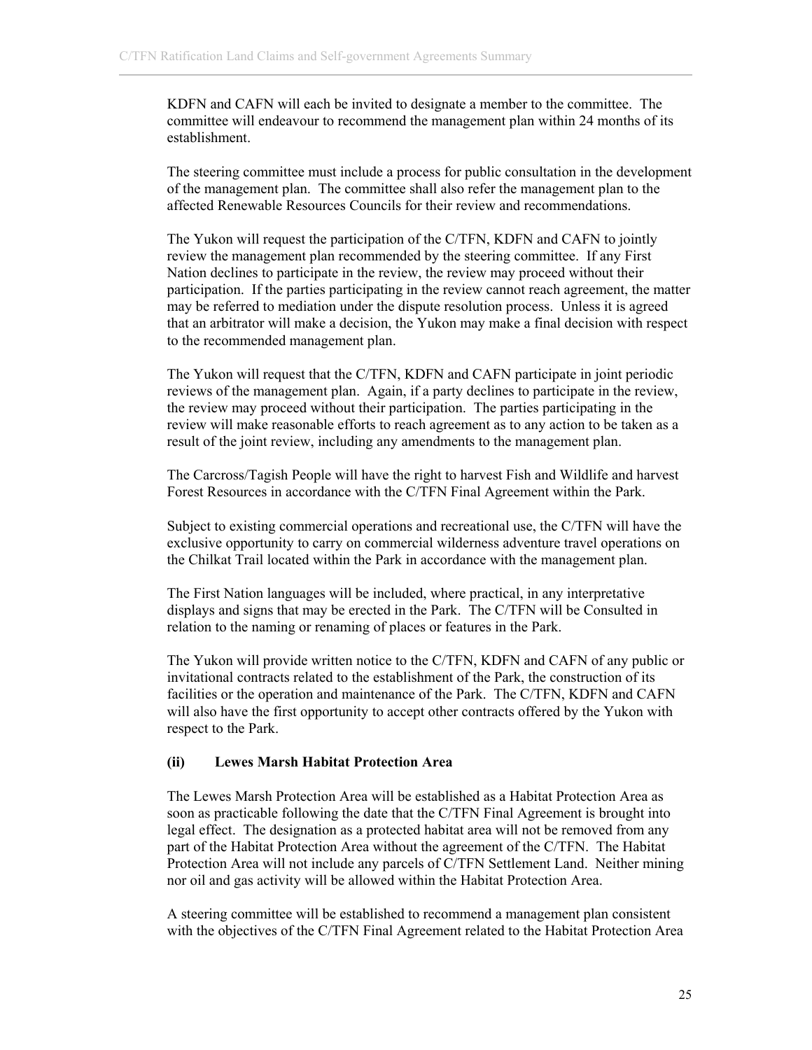KDFN and CAFN will each be invited to designate a member to the committee. The committee will endeavour to recommend the management plan within 24 months of its establishment.

The steering committee must include a process for public consultation in the development of the management plan. The committee shall also refer the management plan to the affected Renewable Resources Councils for their review and recommendations.

The Yukon will request the participation of the C/TFN, KDFN and CAFN to jointly review the management plan recommended by the steering committee. If any First Nation declines to participate in the review, the review may proceed without their participation. If the parties participating in the review cannot reach agreement, the matter may be referred to mediation under the dispute resolution process. Unless it is agreed that an arbitrator will make a decision, the Yukon may make a final decision with respect to the recommended management plan.

The Yukon will request that the C/TFN, KDFN and CAFN participate in joint periodic reviews of the management plan. Again, if a party declines to participate in the review, the review may proceed without their participation. The parties participating in the review will make reasonable efforts to reach agreement as to any action to be taken as a result of the joint review, including any amendments to the management plan.

The Carcross/Tagish People will have the right to harvest Fish and Wildlife and harvest Forest Resources in accordance with the C/TFN Final Agreement within the Park.

Subject to existing commercial operations and recreational use, the C/TFN will have the exclusive opportunity to carry on commercial wilderness adventure travel operations on the Chilkat Trail located within the Park in accordance with the management plan.

The First Nation languages will be included, where practical, in any interpretative displays and signs that may be erected in the Park. The C/TFN will be Consulted in relation to the naming or renaming of places or features in the Park.

The Yukon will provide written notice to the C/TFN, KDFN and CAFN of any public or invitational contracts related to the establishment of the Park, the construction of its facilities or the operation and maintenance of the Park. The C/TFN, KDFN and CAFN will also have the first opportunity to accept other contracts offered by the Yukon with respect to the Park.

#### (ii) Lewes Marsh Habitat Protection Area

The Lewes Marsh Protection Area will be established as a Habitat Protection Area as soon as practicable following the date that the C/TFN Final Agreement is brought into legal effect. The designation as a protected habitat area will not be removed from any part of the Habitat Protection Area without the agreement of the C/TFN. The Habitat Protection Area will not include any parcels of C/TFN Settlement Land. Neither mining nor oil and gas activity will be allowed within the Habitat Protection Area.

A steering committee will be established to recommend a management plan consistent with the objectives of the C/TFN Final Agreement related to the Habitat Protection Area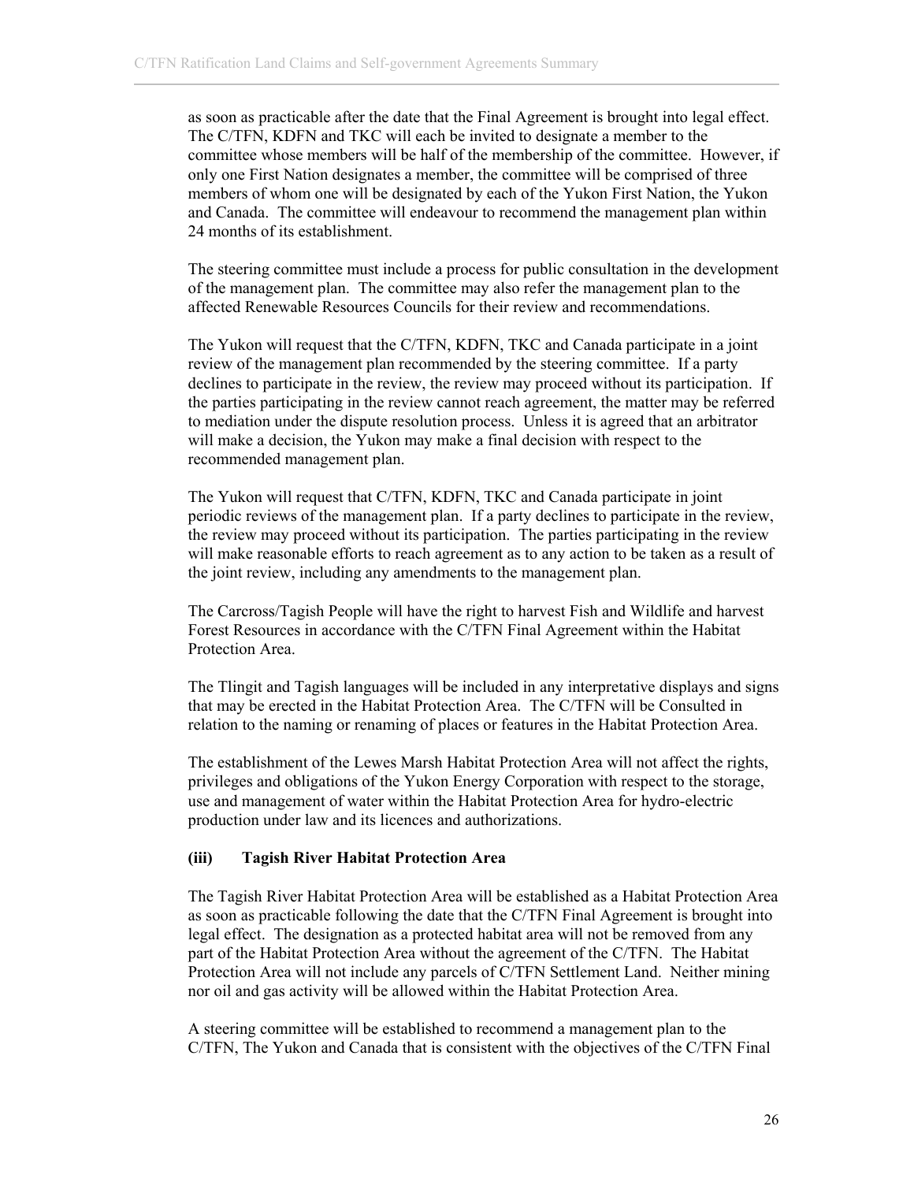as soon as practicable after the date that the Final Agreement is brought into legal effect. The C/TFN, KDFN and TKC will each be invited to designate a member to the committee whose members will be half of the membership of the committee. However, if only one First Nation designates a member, the committee will be comprised of three members of whom one will be designated by each of the Yukon First Nation, the Yukon and Canada. The committee will endeavour to recommend the management plan within 24 months of its establishment.

The steering committee must include a process for public consultation in the development of the management plan. The committee may also refer the management plan to the affected Renewable Resources Councils for their review and recommendations.

The Yukon will request that the C/TFN, KDFN, TKC and Canada participate in a joint review of the management plan recommended by the steering committee. If a party declines to participate in the review, the review may proceed without its participation. If the parties participating in the review cannot reach agreement, the matter may be referred to mediation under the dispute resolution process. Unless it is agreed that an arbitrator will make a decision, the Yukon may make a final decision with respect to the recommended management plan.

The Yukon will request that C/TFN, KDFN, TKC and Canada participate in joint periodic reviews of the management plan. If a party declines to participate in the review, the review may proceed without its participation. The parties participating in the review will make reasonable efforts to reach agreement as to any action to be taken as a result of the joint review, including any amendments to the management plan.

The Carcross/Tagish People will have the right to harvest Fish and Wildlife and harvest Forest Resources in accordance with the C/TFN Final Agreement within the Habitat Protection Area.

The Tlingit and Tagish languages will be included in any interpretative displays and signs that may be erected in the Habitat Protection Area. The C/TFN will be Consulted in relation to the naming or renaming of places or features in the Habitat Protection Area.

The establishment of the Lewes Marsh Habitat Protection Area will not affect the rights, privileges and obligations of the Yukon Energy Corporation with respect to the storage, use and management of water within the Habitat Protection Area for hydro-electric production under law and its licences and authorizations.

#### (iii) Tagish River Habitat Protection Area

The Tagish River Habitat Protection Area will be established as a Habitat Protection Area as soon as practicable following the date that the C/TFN Final Agreement is brought into legal effect. The designation as a protected habitat area will not be removed from any part of the Habitat Protection Area without the agreement of the C/TFN. The Habitat Protection Area will not include any parcels of C/TFN Settlement Land. Neither mining nor oil and gas activity will be allowed within the Habitat Protection Area.

A steering committee will be established to recommend a management plan to the C/TFN, The Yukon and Canada that is consistent with the objectives of the C/TFN Final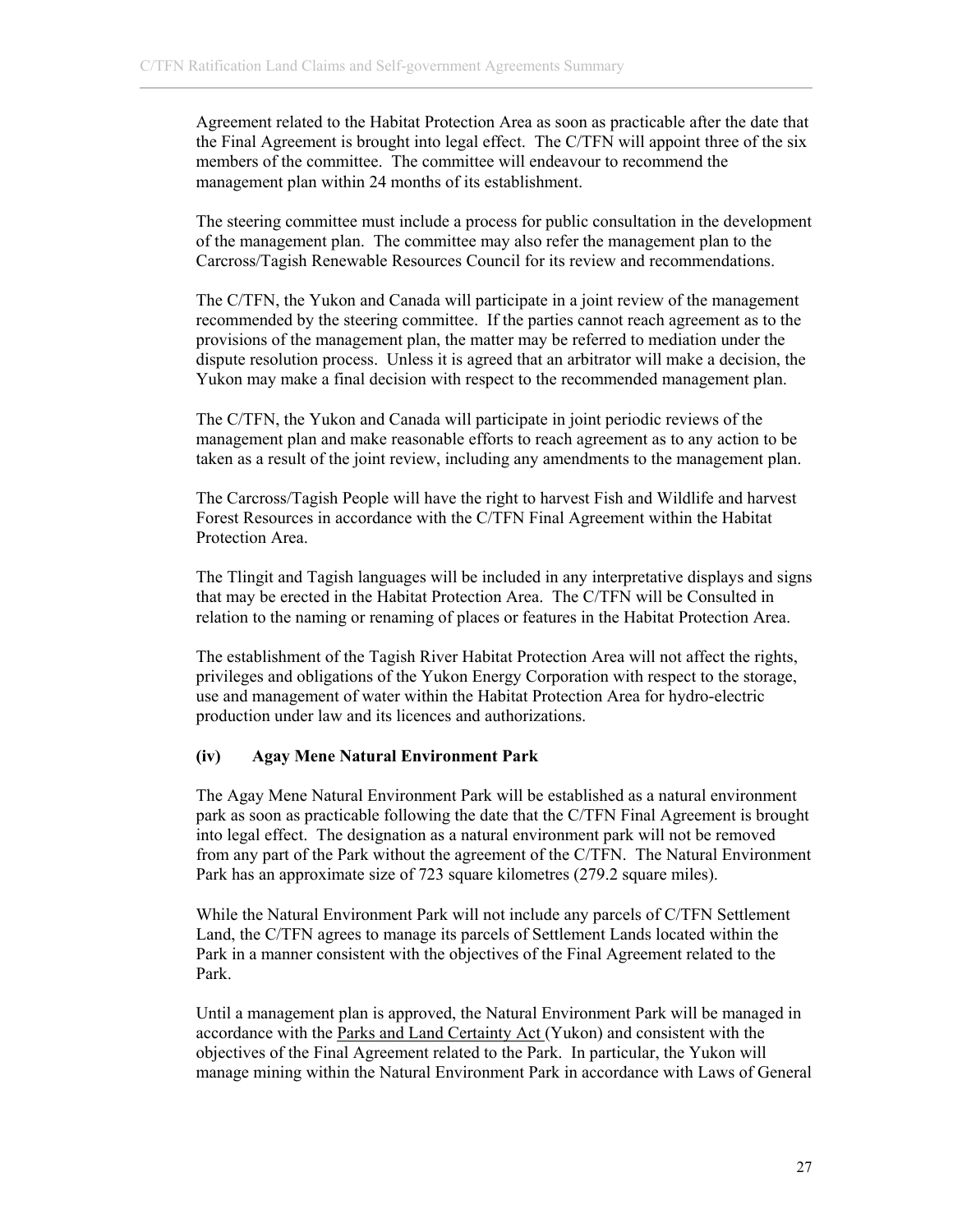Agreement related to the Habitat Protection Area as soon as practicable after the date that the Final Agreement is brought into legal effect. The C/TFN will appoint three of the six members of the committee. The committee will endeavour to recommend the management plan within 24 months of its establishment.

The steering committee must include a process for public consultation in the development of the management plan. The committee may also refer the management plan to the Carcross/Tagish Renewable Resources Council for its review and recommendations.

The C/TFN, the Yukon and Canada will participate in a joint review of the management recommended by the steering committee. If the parties cannot reach agreement as to the provisions of the management plan, the matter may be referred to mediation under the dispute resolution process. Unless it is agreed that an arbitrator will make a decision, the Yukon may make a final decision with respect to the recommended management plan.

The C/TFN, the Yukon and Canada will participate in joint periodic reviews of the management plan and make reasonable efforts to reach agreement as to any action to be taken as a result of the joint review, including any amendments to the management plan.

The Carcross/Tagish People will have the right to harvest Fish and Wildlife and harvest Forest Resources in accordance with the C/TFN Final Agreement within the Habitat Protection Area.

The Tlingit and Tagish languages will be included in any interpretative displays and signs that may be erected in the Habitat Protection Area. The C/TFN will be Consulted in relation to the naming or renaming of places or features in the Habitat Protection Area.

The establishment of the Tagish River Habitat Protection Area will not affect the rights, privileges and obligations of the Yukon Energy Corporation with respect to the storage, use and management of water within the Habitat Protection Area for hydro-electric production under law and its licences and authorizations.

#### (iv) Agay Mene Natural Environment Park

The Agay Mene Natural Environment Park will be established as a natural environment park as soon as practicable following the date that the C/TFN Final Agreement is brought into legal effect. The designation as a natural environment park will not be removed from any part of the Park without the agreement of the C/TFN. The Natural Environment Park has an approximate size of 723 square kilometres (279.2 square miles).

While the Natural Environment Park will not include any parcels of C/TFN Settlement Land, the C/TFN agrees to manage its parcels of Settlement Lands located within the Park in a manner consistent with the objectives of the Final Agreement related to the Park.

Until a management plan is approved, the Natural Environment Park will be managed in accordance with the Parks and Land Certainty Act (Yukon) and consistent with the objectives of the Final Agreement related to the Park. In particular, the Yukon will manage mining within the Natural Environment Park in accordance with Laws of General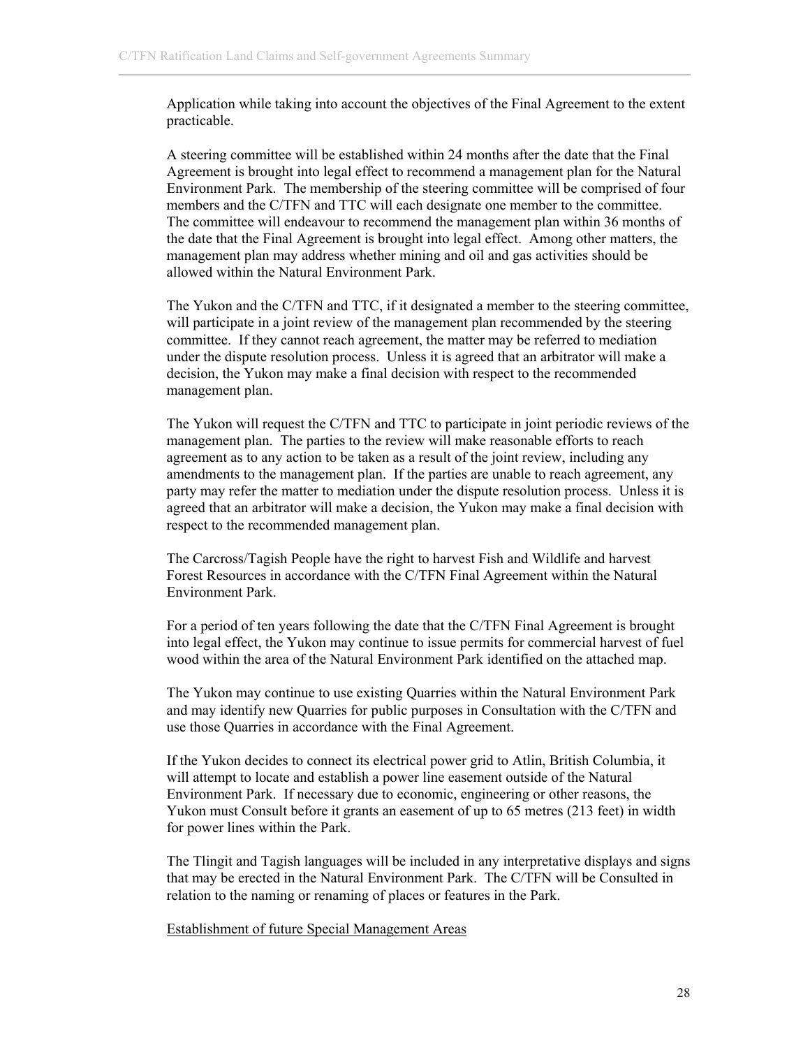Application while taking into account the objectives of the Final Agreement to the extent practicable.

A steering committee will be established within 24 months after the date that the Final Agreement is brought into legal effect to recommend a management plan for the Natural Environment Park. The membership of the steering committee will be comprised of four members and the C/TFN and TTC will each designate one member to the committee. The committee will endeavour to recommend the management plan within 36 months of the date that the Final Agreement is brought into legal effect. Among other matters, the management plan may address whether mining and oil and gas activities should be allowed within the Natural Environment Park.

The Yukon and the C/TFN and TTC, if it designated a member to the steering committee, will participate in a joint review of the management plan recommended by the steering committee. If they cannot reach agreement, the matter may be referred to mediation under the dispute resolution process. Unless it is agreed that an arbitrator will make a decision, the Yukon may make a final decision with respect to the recommended management plan.

The Yukon will request the C/TFN and TTC to participate in joint periodic reviews of the management plan. The parties to the review will make reasonable efforts to reach agreement as to any action to be taken as a result of the joint review, including any amendments to the management plan. If the parties are unable to reach agreement, any party may refer the matter to mediation under the dispute resolution process. Unless it is agreed that an arbitrator will make a decision, the Yukon may make a final decision with respect to the recommended management plan.

The Carcross/Tagish People have the right to harvest Fish and Wildlife and harvest Forest Resources in accordance with the C/TFN Final Agreement within the Natural Environment Park.

For a period of ten years following the date that the C/TFN Final Agreement is brought into legal effect, the Yukon may continue to issue permits for commercial harvest of fuel wood within the area of the Natural Environment Park identified on the attached map.

The Yukon may continue to use existing Quarries within the Natural Environment Park and may identify new Quarries for public purposes in Consultation with the C/TFN and use those Quarries in accordance with the Final Agreement.

If the Yukon decides to connect its electrical power grid to Atlin, British Columbia, it will attempt to locate and establish a power line easement outside of the Natural Environment Park. If necessary due to economic, engineering or other reasons, the Yukon must Consult before it grants an easement of up to 65 metres (213 feet) in width for power lines within the Park.

The Tlingit and Tagish languages will be included in any interpretative displays and signs that may be erected in the Natural Environment Park. The C/TFN will be Consulted in relation to the naming or renaming of places or features in the Park.

Establishment of future Special Management Areas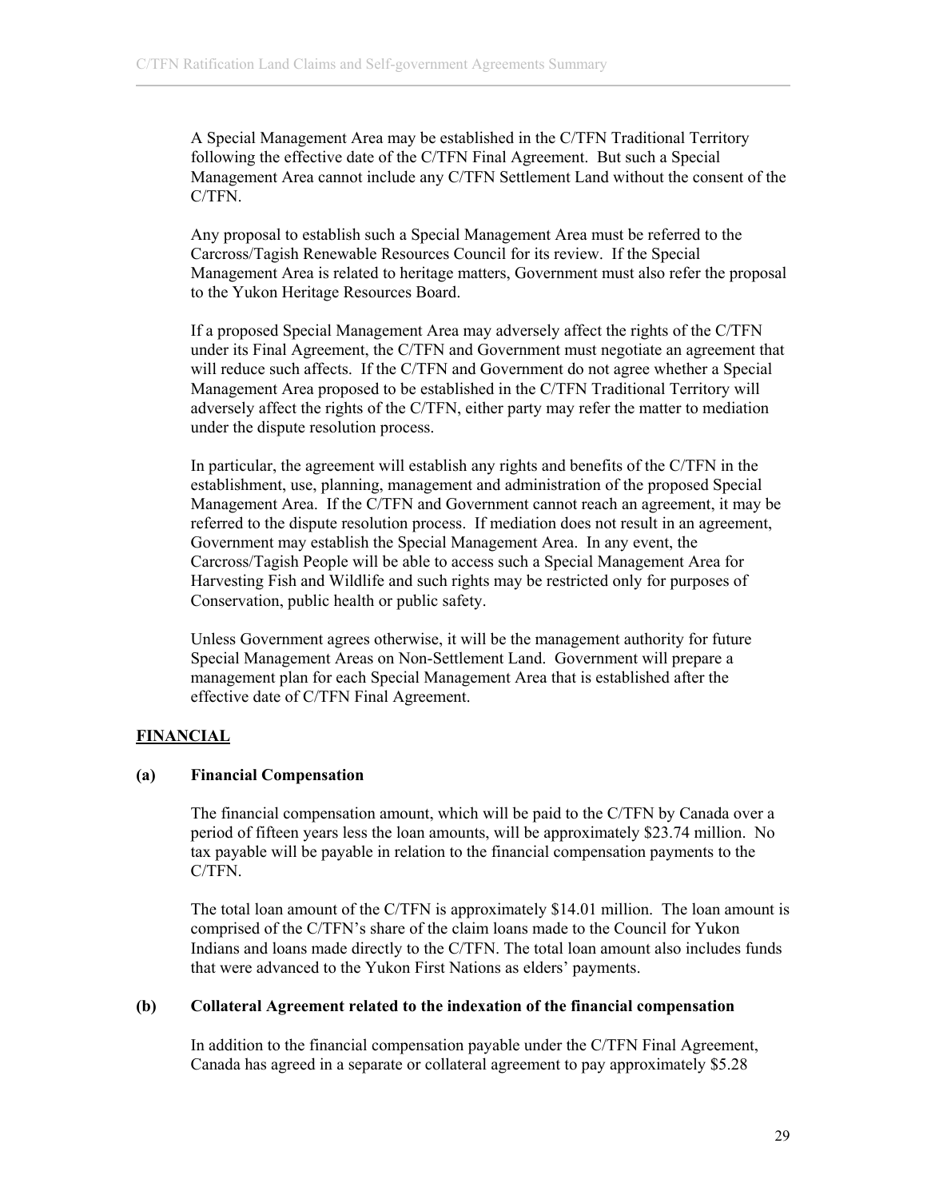A Special Management Area may be established in the C/TFN Traditional Territory following the effective date of the C/TFN Final Agreement. But such a Special Management Area cannot include any C/TFN Settlement Land without the consent of the C/TFN.

Any proposal to establish such a Special Management Area must be referred to the Carcross/Tagish Renewable Resources Council for its review. If the Special Management Area is related to heritage matters, Government must also refer the proposal to the Yukon Heritage Resources Board.

If a proposed Special Management Area may adversely affect the rights of the C/TFN under its Final Agreement, the C/TFN and Government must negotiate an agreement that will reduce such affects. If the C/TFN and Government do not agree whether a Special Management Area proposed to be established in the C/TFN Traditional Territory will adversely affect the rights of the C/TFN, either party may refer the matter to mediation under the dispute resolution process.

In particular, the agreement will establish any rights and benefits of the C/TFN in the establishment, use, planning, management and administration of the proposed Special Management Area. If the C/TFN and Government cannot reach an agreement, it may be referred to the dispute resolution process. If mediation does not result in an agreement, Government may establish the Special Management Area. In any event, the Carcross/Tagish People will be able to access such a Special Management Area for Harvesting Fish and Wildlife and such rights may be restricted only for purposes of Conservation, public health or public safety.

Unless Government agrees otherwise, it will be the management authority for future Special Management Areas on Non-Settlement Land. Government will prepare a management plan for each Special Management Area that is established after the effective date of C/TFN Final Agreement.

## FINANCIAL

### (a) Financial Compensation

The financial compensation amount, which will be paid to the C/TFN by Canada over a period of fifteen years less the loan amounts, will be approximately \$23.74 million. No tax payable will be payable in relation to the financial compensation payments to the C/TFN.

The total loan amount of the C/TFN is approximately \$14.01 million. The loan amount is comprised of the C/TFN's share of the claim loans made to the Council for Yukon Indians and loans made directly to the C/TFN. The total loan amount also includes funds that were advanced to the Yukon First Nations as elders' payments.

### (b) Collateral Agreement related to the indexation of the financial compensation

In addition to the financial compensation payable under the C/TFN Final Agreement, Canada has agreed in a separate or collateral agreement to pay approximately \$5.28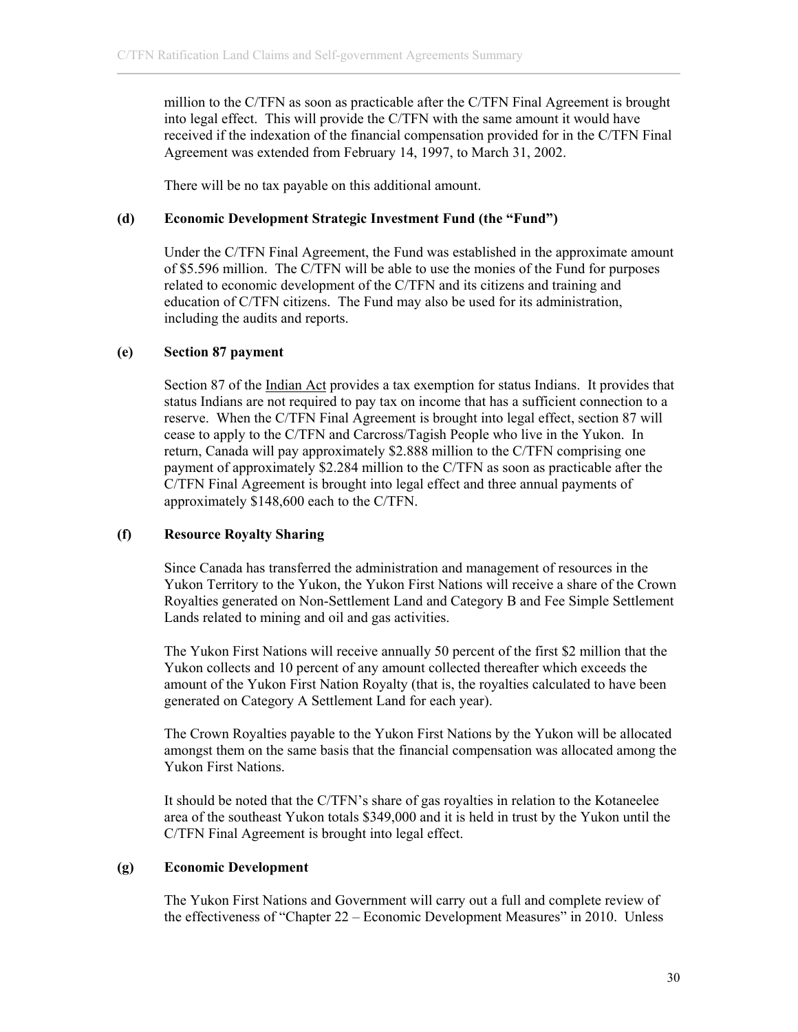million to the C/TFN as soon as practicable after the C/TFN Final Agreement is brought into legal effect. This will provide the C/TFN with the same amount it would have received if the indexation of the financial compensation provided for in the C/TFN Final Agreement was extended from February 14, 1997, to March 31, 2002.

There will be no tax payable on this additional amount.

**(d) Economic Development Strategic Investment Fund (the "Fund")**

Under the C/TFN Final Agreement, the Fund was established in the approximate amount of $5.596 million. The C/TFN will be able to use the monies of the Fund for purposes related to economic development of the C/TFN and its citizens and training and education of C/TFN citizens. The Fund may also be used for its administration, including the audits and reports.

**(e) Section 87 payment**

Section 87 of the Indian Act provides a tax exemption for status Indians. It provides that status Indians are not required to pay tax on income that has a sufficient connection to a reserve. When the C/TFN Final Agreement is brought into legal effect, section 87 will cease to apply to the C/TFN and Carcross/Tagish People who live in the Yukon. In return, Canada will pay approximately $2.888 million to the C/TFN comprising one payment of approximately $2.284 million to the C/TFN as soon as practicable after the C/TFN Final Agreement is brought into legal effect and three annual payments of approximately $148,600 each to the C/TFN.

**(f) Resource Royalty Sharing**

Since Canada has transferred the administration and management of resources in the Yukon Territory to the Yukon, the Yukon First Nations will receive a share of the Crown Royalties generated on Non-Settlement Land and Category B and Fee Simple Settlement Lands related to mining and oil and gas activities.

The Yukon First Nations will receive annually 50 percent of the first $2 million that the Yukon collects and 10 percent of any amount collected thereafter which exceeds the amount of the Yukon First Nation Royalty (that is, the royalties calculated to have been generated on Category A Settlement Land for each year).

The Crown Royalties payable to the Yukon First Nations by the Yukon will be allocated amongst them on the same basis that the financial compensation was allocated among the Yukon First Nations.

It should be noted that the C/TFN's share of gas royalties in relation to the Kotaneelee area of the southeast Yukon totals $349,000 and it is held in trust by the Yukon until the C/TFN Final Agreement is brought into legal effect.

**(g) Economic Development**

The Yukon First Nations and Government will carry out a full and complete review of the effectiveness of "Chapter 22 – Economic Development Measures" in 2010. Unless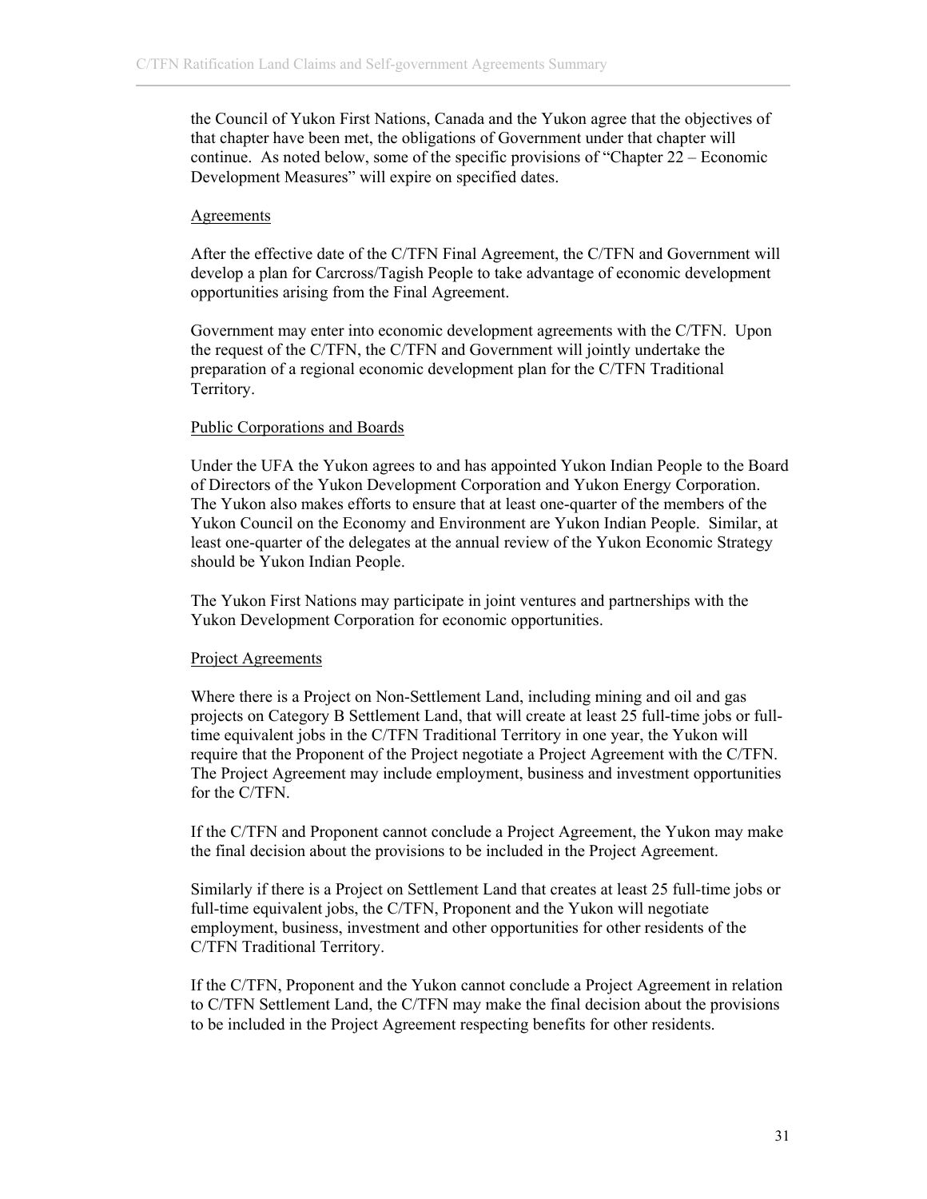the Council of Yukon First Nations, Canada and the Yukon agree that the objectives of that chapter have been met, the obligations of Government under that chapter will continue. As noted below, some of the specific provisions of "Chapter 22 – Economic Development Measures" will expire on specified dates.

### Agreements

After the effective date of the C/TFN Final Agreement, the C/TFN and Government will develop a plan for Carcross/Tagish People to take advantage of economic development opportunities arising from the Final Agreement.

Government may enter into economic development agreements with the C/TFN. Upon the request of the C/TFN, the C/TFN and Government will jointly undertake the preparation of a regional economic development plan for the C/TFN Traditional Territory.

### Public Corporations and Boards

Under the UFA the Yukon agrees to and has appointed Yukon Indian People to the Board of Directors of the Yukon Development Corporation and Yukon Energy Corporation. The Yukon also makes efforts to ensure that at least one-quarter of the members of the Yukon Council on the Economy and Environment are Yukon Indian People. Similar, at least one-quarter of the delegates at the annual review of the Yukon Economic Strategy should be Yukon Indian People.

The Yukon First Nations may participate in joint ventures and partnerships with the Yukon Development Corporation for economic opportunities.

### Project Agreements

Where there is a Project on Non-Settlement Land, including mining and oil and gas projects on Category B Settlement Land, that will create at least 25 full-time jobs or full-time equivalent jobs in the C/TFN Traditional Territory in one year, the Yukon will require that the Proponent of the Project negotiate a Project Agreement with the C/TFN. The Project Agreement may include employment, business and investment opportunities for the C/TFN.

If the C/TFN and Proponent cannot conclude a Project Agreement, the Yukon may make the final decision about the provisions to be included in the Project Agreement.

Similarly if there is a Project on Settlement Land that creates at least 25 full-time jobs or full-time equivalent jobs, the C/TFN, Proponent and the Yukon will negotiate employment, business, investment and other opportunities for other residents of the C/TFN Traditional Territory.

If the C/TFN, Proponent and the Yukon cannot conclude a Project Agreement in relation to C/TFN Settlement Land, the C/TFN may make the final decision about the provisions to be included in the Project Agreement respecting benefits for other residents.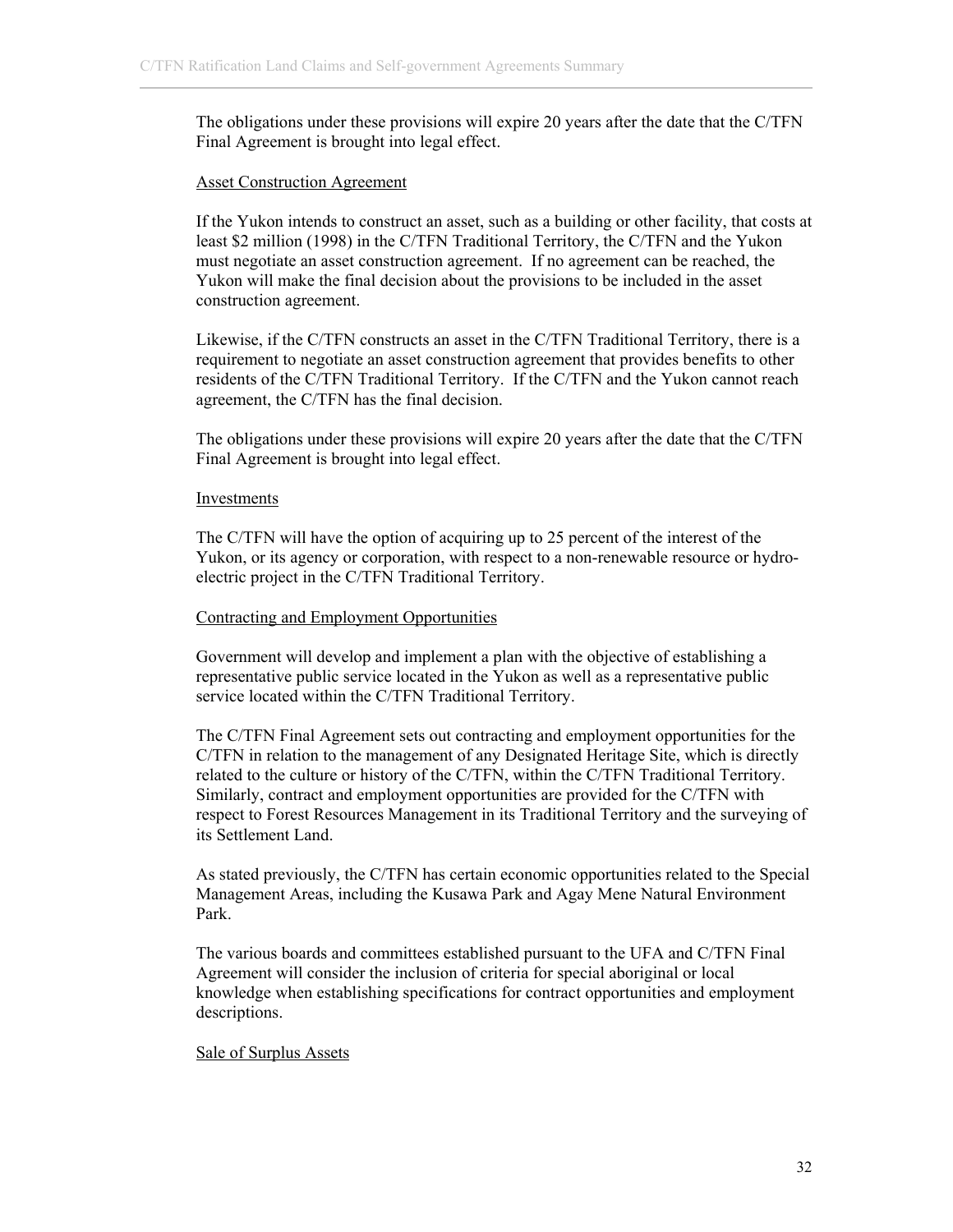The obligations under these provisions will expire 20 years after the date that the C/TFN Final Agreement is brought into legal effect.

Asset Construction Agreement

If the Yukon intends to construct an asset, such as a building or other facility, that costs at least $2 million (1998) in the C/TFN Traditional Territory, the C/TFN and the Yukon must negotiate an asset construction agreement. If no agreement can be reached, the Yukon will make the final decision about the provisions to be included in the asset construction agreement.

Likewise, if the C/TFN constructs an asset in the C/TFN Traditional Territory, there is a requirement to negotiate an asset construction agreement that provides benefits to other residents of the C/TFN Traditional Territory. If the C/TFN and the Yukon cannot reach agreement, the C/TFN has the final decision.

The obligations under these provisions will expire 20 years after the date that the C/TFN Final Agreement is brought into legal effect.

Investments

The C/TFN will have the option of acquiring up to 25 percent of the interest of the Yukon, or its agency or corporation, with respect to a non-renewable resource or hydro-electric project in the C/TFN Traditional Territory.

Contracting and Employment Opportunities

Government will develop and implement a plan with the objective of establishing a representative public service located in the Yukon as well as a representative public service located within the C/TFN Traditional Territory.

The C/TFN Final Agreement sets out contracting and employment opportunities for the C/TFN in relation to the management of any Designated Heritage Site, which is directly related to the culture or history of the C/TFN, within the C/TFN Traditional Territory. Similarly, contract and employment opportunities are provided for the C/TFN with respect to Forest Resources Management in its Traditional Territory and the surveying of its Settlement Land.

As stated previously, the C/TFN has certain economic opportunities related to the Special Management Areas, including the Kusawa Park and Agay Mene Natural Environment Park.

The various boards and committees established pursuant to the UFA and C/TFN Final Agreement will consider the inclusion of criteria for special aboriginal or local knowledge when establishing specifications for contract opportunities and employment descriptions.

Sale of Surplus Assets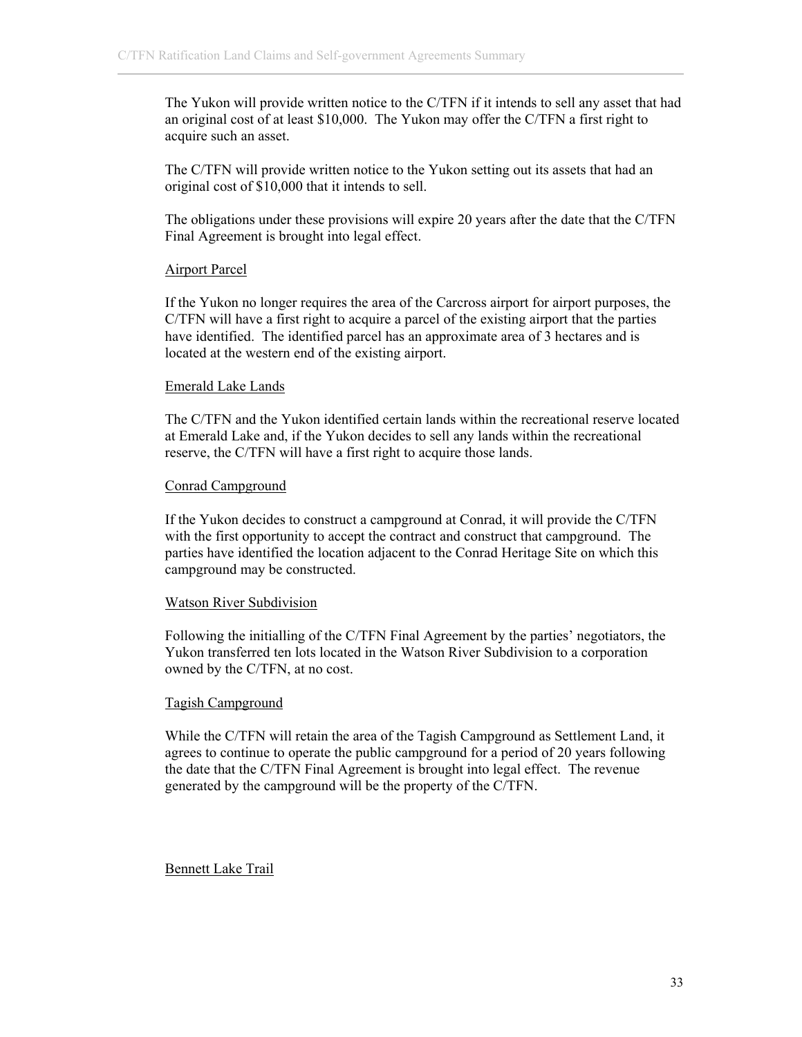The Yukon will provide written notice to the C/TFN if it intends to sell any asset that had an original cost of at least $10,000. The Yukon may offer the C/TFN a first right to acquire such an asset.

The C/TFN will provide written notice to the Yukon setting out its assets that had an original cost of $10,000 that it intends to sell.

The obligations under these provisions will expire 20 years after the date that the C/TFN Final Agreement is brought into legal effect.

<u>Airport Parcel</u>

If the Yukon no longer requires the area of the Carcross airport for airport purposes, the C/TFN will have a first right to acquire a parcel of the existing airport that the parties have identified. The identified parcel has an approximate area of 3 hectares and is located at the western end of the existing airport.

<u>Emerald Lake Lands</u>

The C/TFN and the Yukon identified certain lands within the recreational reserve located at Emerald Lake and, if the Yukon decides to sell any lands within the recreational reserve, the C/TFN will have a first right to acquire those lands.

<u>Conrad Campground</u>

If the Yukon decides to construct a campground at Conrad, it will provide the C/TFN with the first opportunity to accept the contract and construct that campground. The parties have identified the location adjacent to the Conrad Heritage Site on which this campground may be constructed.

<u>Watson River Subdivision</u>

Following the initialling of the C/TFN Final Agreement by the parties' negotiators, the Yukon transferred ten lots located in the Watson River Subdivision to a corporation owned by the C/TFN, at no cost.

<u>Tagish Campground</u>

While the C/TFN will retain the area of the Tagish Campground as Settlement Land, it agrees to continue to operate the public campground for a period of 20 years following the date that the C/TFN Final Agreement is brought into legal effect. The revenue generated by the campground will be the property of the C/TFN.

<u>Bennett Lake Trail</u>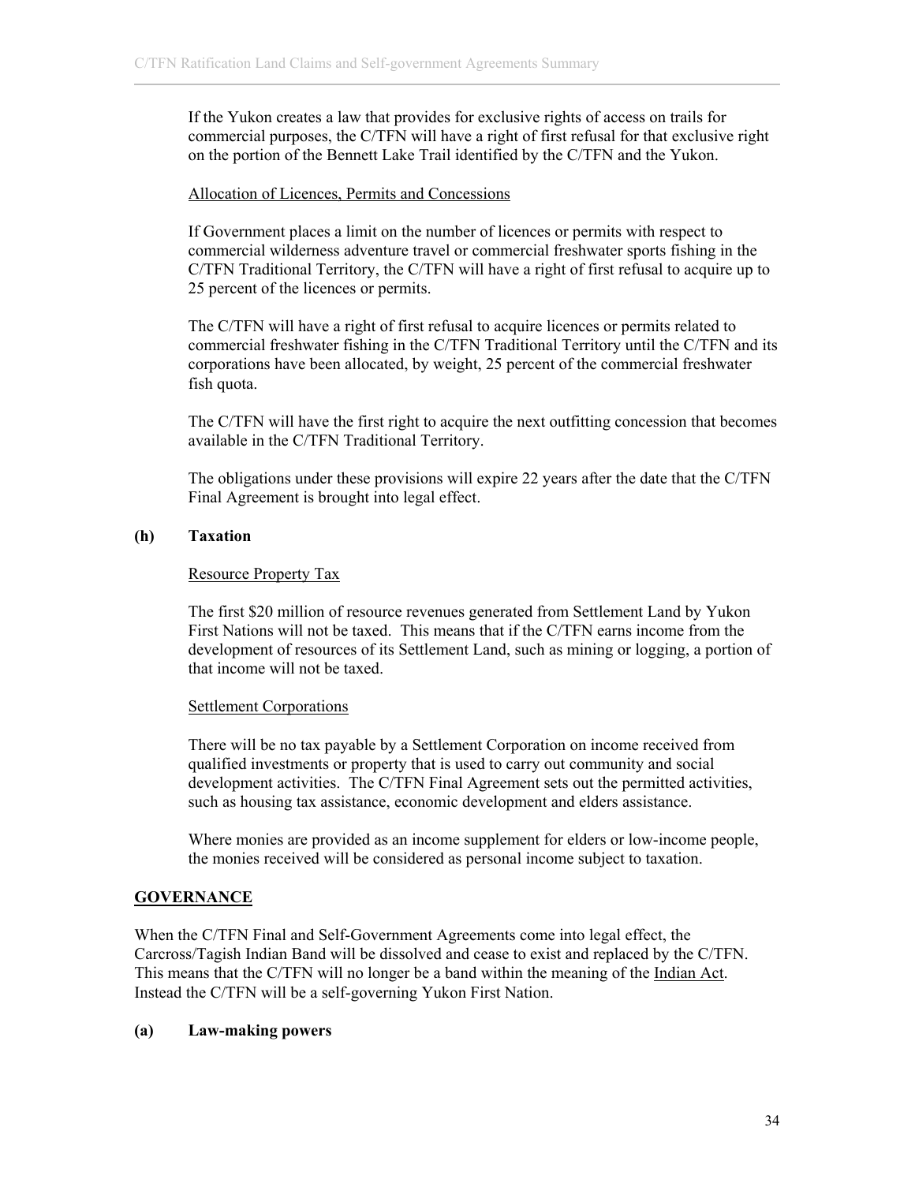If the Yukon creates a law that provides for exclusive rights of access on trails for commercial purposes, the C/TFN will have a right of first refusal for that exclusive right on the portion of the Bennett Lake Trail identified by the C/TFN and the Yukon.

Allocation of Licences, Permits and Concessions

If Government places a limit on the number of licences or permits with respect to commercial wilderness adventure travel or commercial freshwater sports fishing in the C/TFN Traditional Territory, the C/TFN will have a right of first refusal to acquire up to 25 percent of the licences or permits.

The C/TFN will have a right of first refusal to acquire licences or permits related to commercial freshwater fishing in the C/TFN Traditional Territory until the C/TFN and its corporations have been allocated, by weight, 25 percent of the commercial freshwater fish quota.

The C/TFN will have the first right to acquire the next outfitting concession that becomes available in the C/TFN Traditional Territory.

The obligations under these provisions will expire 22 years after the date that the C/TFN Final Agreement is brought into legal effect.

**(h) Taxation**

Resource Property Tax

The first $20 million of resource revenues generated from Settlement Land by Yukon First Nations will not be taxed. This means that if the C/TFN earns income from the development of resources of its Settlement Land, such as mining or logging, a portion of that income will not be taxed.

Settlement Corporations

There will be no tax payable by a Settlement Corporation on income received from qualified investments or property that is used to carry out community and social development activities. The C/TFN Final Agreement sets out the permitted activities, such as housing tax assistance, economic development and elders assistance.

Where monies are provided as an income supplement for elders or low-income people, the monies received will be considered as personal income subject to taxation.

## GOVERNANCE

When the C/TFN Final and Self-Government Agreements come into legal effect, the Carcross/Tagish Indian Band will be dissolved and cease to exist and replaced by the C/TFN. This means that the C/TFN will no longer be a band within the meaning of the Indian Act. Instead the C/TFN will be a self-governing Yukon First Nation.

**(a) Law-making powers**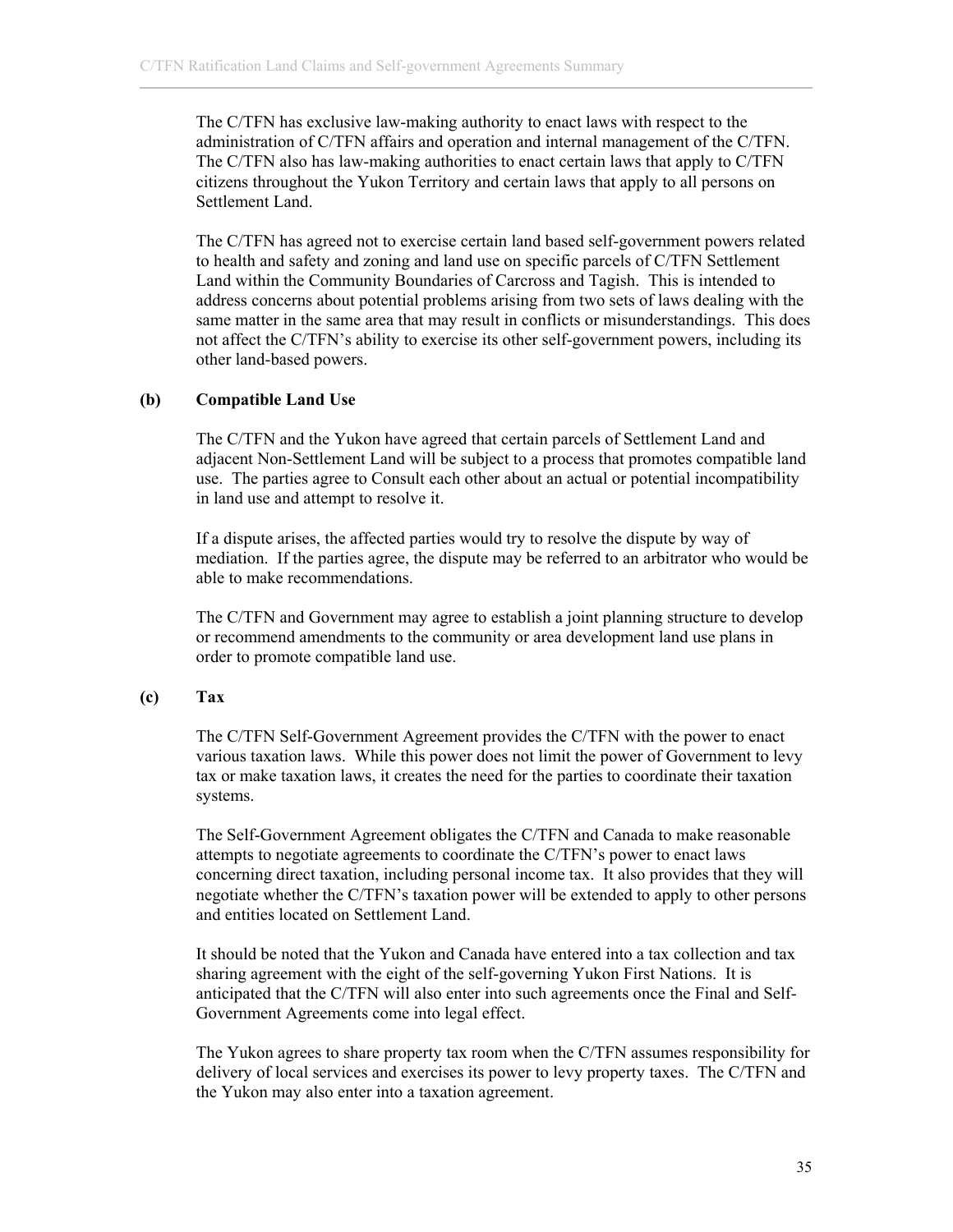The C/TFN has exclusive law-making authority to enact laws with respect to the administration of C/TFN affairs and operation and internal management of the C/TFN. The C/TFN also has law-making authorities to enact certain laws that apply to C/TFN citizens throughout the Yukon Territory and certain laws that apply to all persons on Settlement Land.

The C/TFN has agreed not to exercise certain land based self-government powers related to health and safety and zoning and land use on specific parcels of C/TFN Settlement Land within the Community Boundaries of Carcross and Tagish. This is intended to address concerns about potential problems arising from two sets of laws dealing with the same matter in the same area that may result in conflicts or misunderstandings. This does not affect the C/TFN's ability to exercise its other self-government powers, including its other land-based powers.

**(b) Compatible Land Use**

The C/TFN and the Yukon have agreed that certain parcels of Settlement Land and adjacent Non-Settlement Land will be subject to a process that promotes compatible land use. The parties agree to Consult each other about an actual or potential incompatibility in land use and attempt to resolve it.

If a dispute arises, the affected parties would try to resolve the dispute by way of mediation. If the parties agree, the dispute may be referred to an arbitrator who would be able to make recommendations.

The C/TFN and Government may agree to establish a joint planning structure to develop or recommend amendments to the community or area development land use plans in order to promote compatible land use.

**(c) Tax**

The C/TFN Self-Government Agreement provides the C/TFN with the power to enact various taxation laws. While this power does not limit the power of Government to levy tax or make taxation laws, it creates the need for the parties to coordinate their taxation systems.

The Self-Government Agreement obligates the C/TFN and Canada to make reasonable attempts to negotiate agreements to coordinate the C/TFN's power to enact laws concerning direct taxation, including personal income tax. It also provides that they will negotiate whether the C/TFN's taxation power will be extended to apply to other persons and entities located on Settlement Land.

It should be noted that the Yukon and Canada have entered into a tax collection and tax sharing agreement with the eight of the self-governing Yukon First Nations. It is anticipated that the C/TFN will also enter into such agreements once the Final and Self-Government Agreements come into legal effect.

The Yukon agrees to share property tax room when the C/TFN assumes responsibility for delivery of local services and exercises its power to levy property taxes. The C/TFN and the Yukon may also enter into a taxation agreement.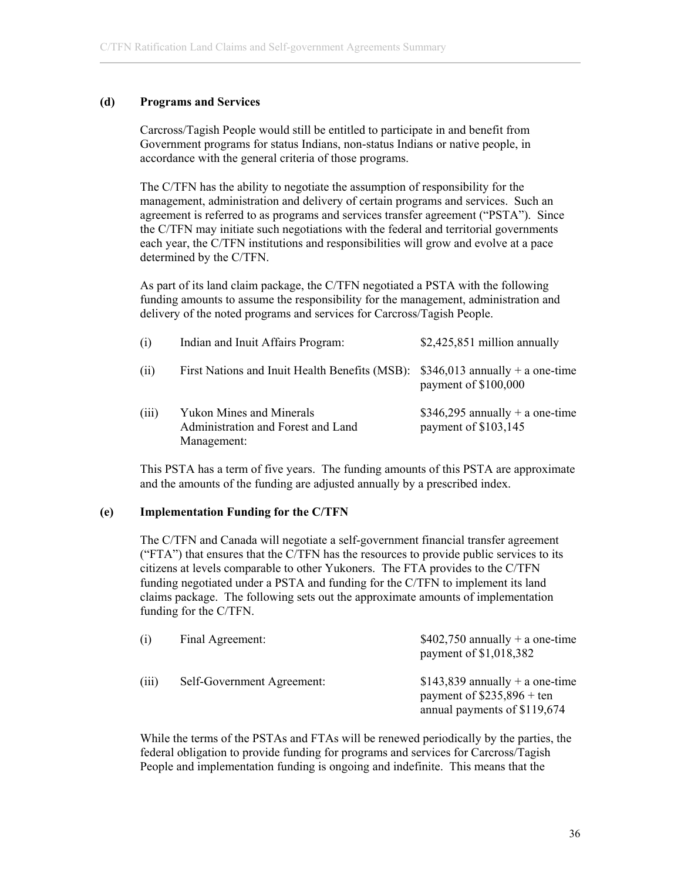### (d) Programs and Services

Carcross/Tagish People would still be entitled to participate in and benefit from Government programs for status Indians, non-status Indians or native people, in accordance with the general criteria of those programs.

The C/TFN has the ability to negotiate the assumption of responsibility for the management, administration and delivery of certain programs and services. Such an agreement is referred to as programs and services transfer agreement ("PSTA"). Since the C/TFN may initiate such negotiations with the federal and territorial governments each year, the C/TFN institutions and responsibilities will grow and evolve at a pace determined by the C/TFN.

As part of its land claim package, the C/TFN negotiated a PSTA with the following funding amounts to assume the responsibility for the management, administration and delivery of the noted programs and services for Carcross/Tagish People.

| | | |
|---|---|---|
| (i) | Indian and Inuit Affairs Program: | \$2,425,851 million annually |
| (ii) | First Nations and Inuit Health Benefits (MSB): | \$346,013 annually + a one-time payment of \$100,000 |
| (iii) | Yukon Mines and Minerals Administration and Forest and Land Management: | \$346,295 annually + a one-time payment of \$103,145 |

This PSTA has a term of five years. The funding amounts of this PSTA are approximate and the amounts of the funding are adjusted annually by a prescribed index.

### (e) Implementation Funding for the C/TFN

The C/TFN and Canada will negotiate a self-government financial transfer agreement ("FTA") that ensures that the C/TFN has the resources to provide public services to its citizens at levels comparable to other Yukoners. The FTA provides to the C/TFN funding negotiated under a PSTA and funding for the C/TFN to implement its land claims package. The following sets out the approximate amounts of implementation funding for the C/TFN.

| | | |
|---|---|---|
| (i) | Final Agreement: | \$402,750 annually + a one-time payment of \$1,018,382 |
| (iii) | Self-Government Agreement: | \$143,839 annually + a one-time payment of \$235,896 + ten annual payments of \$119,674 |

While the terms of the PSTAs and FTAs will be renewed periodically by the parties, the federal obligation to provide funding for programs and services for Carcross/Tagish People and implementation funding is ongoing and indefinite. This means that the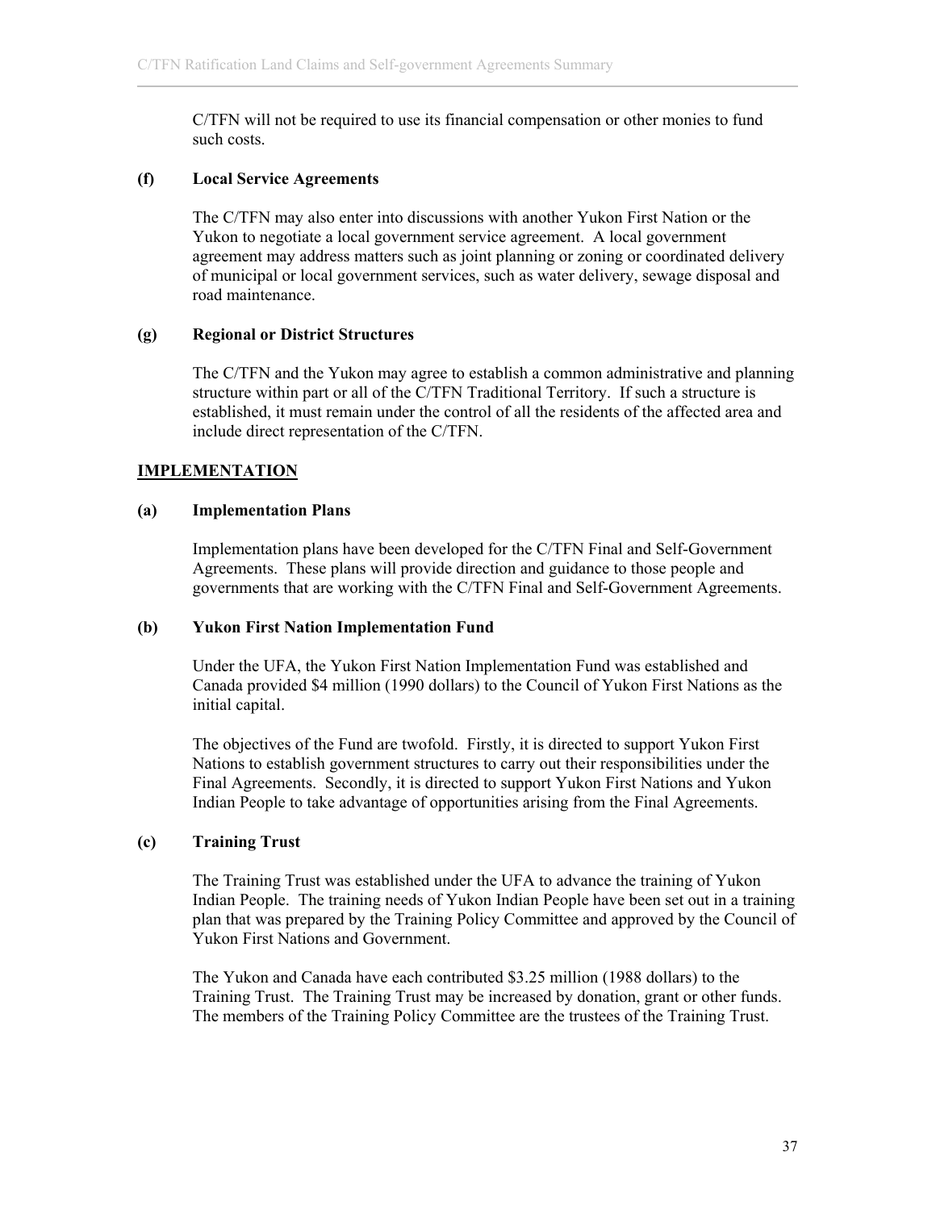C/TFN will not be required to use its financial compensation or other monies to fund such costs.

**(f) Local Service Agreements**

The C/TFN may also enter into discussions with another Yukon First Nation or the Yukon to negotiate a local government service agreement. A local government agreement may address matters such as joint planning or zoning or coordinated delivery of municipal or local government services, such as water delivery, sewage disposal and road maintenance.

**(g) Regional or District Structures**

The C/TFN and the Yukon may agree to establish a common administrative and planning structure within part or all of the C/TFN Traditional Territory. If such a structure is established, it must remain under the control of all the residents of the affected area and include direct representation of the C/TFN.

## IMPLEMENTATION

**(a) Implementation Plans**

Implementation plans have been developed for the C/TFN Final and Self-Government Agreements. These plans will provide direction and guidance to those people and governments that are working with the C/TFN Final and Self-Government Agreements.

**(b) Yukon First Nation Implementation Fund**

Under the UFA, the Yukon First Nation Implementation Fund was established and Canada provided $4 million (1990 dollars) to the Council of Yukon First Nations as the initial capital.

The objectives of the Fund are twofold. Firstly, it is directed to support Yukon First Nations to establish government structures to carry out their responsibilities under the Final Agreements. Secondly, it is directed to support Yukon First Nations and Yukon Indian People to take advantage of opportunities arising from the Final Agreements.

**(c) Training Trust**

The Training Trust was established under the UFA to advance the training of Yukon Indian People. The training needs of Yukon Indian People have been set out in a training plan that was prepared by the Training Policy Committee and approved by the Council of Yukon First Nations and Government.

The Yukon and Canada have each contributed $3.25 million (1988 dollars) to the Training Trust. The Training Trust may be increased by donation, grant or other funds. The members of the Training Policy Committee are the trustees of the Training Trust.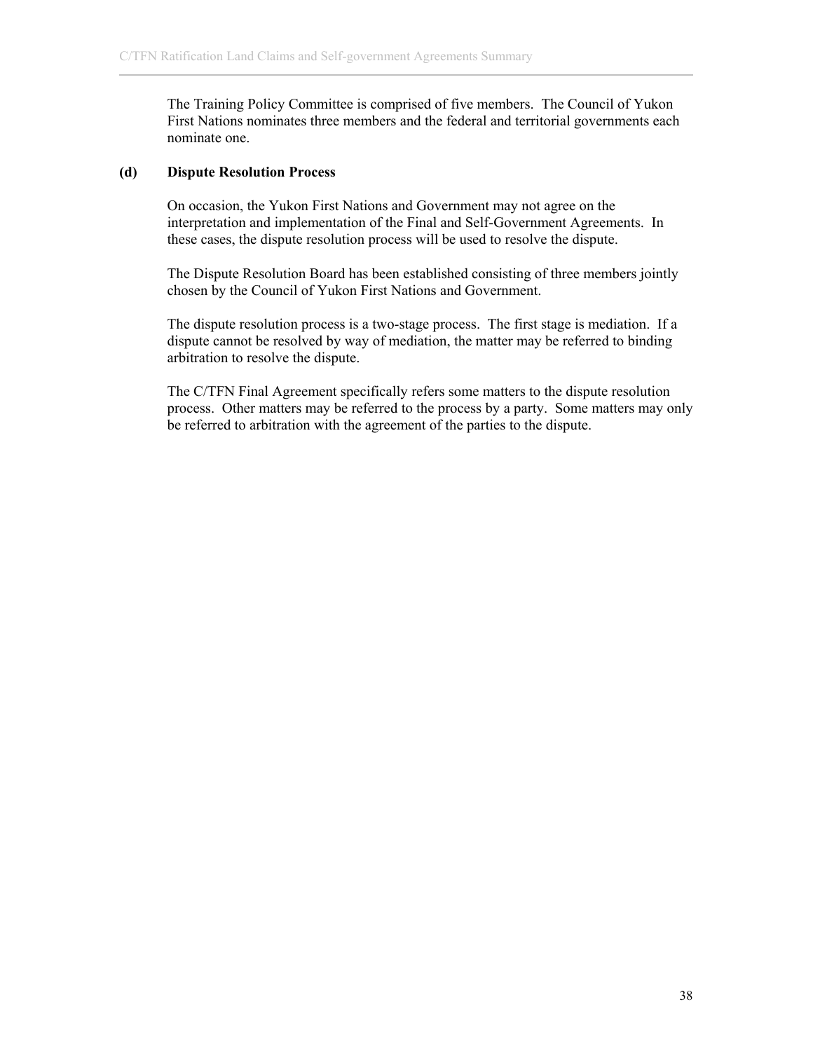The Training Policy Committee is comprised of five members. The Council of Yukon First Nations nominates three members and the federal and territorial governments each nominate one.

**(d) Dispute Resolution Process**

On occasion, the Yukon First Nations and Government may not agree on the interpretation and implementation of the Final and Self-Government Agreements. In these cases, the dispute resolution process will be used to resolve the dispute.

The Dispute Resolution Board has been established consisting of three members jointly chosen by the Council of Yukon First Nations and Government.

The dispute resolution process is a two-stage process. The first stage is mediation. If a dispute cannot be resolved by way of mediation, the matter may be referred to binding arbitration to resolve the dispute.

The C/TFN Final Agreement specifically refers some matters to the dispute resolution process. Other matters may be referred to the process by a party. Some matters may only be referred to arbitration with the agreement of the parties to the dispute.